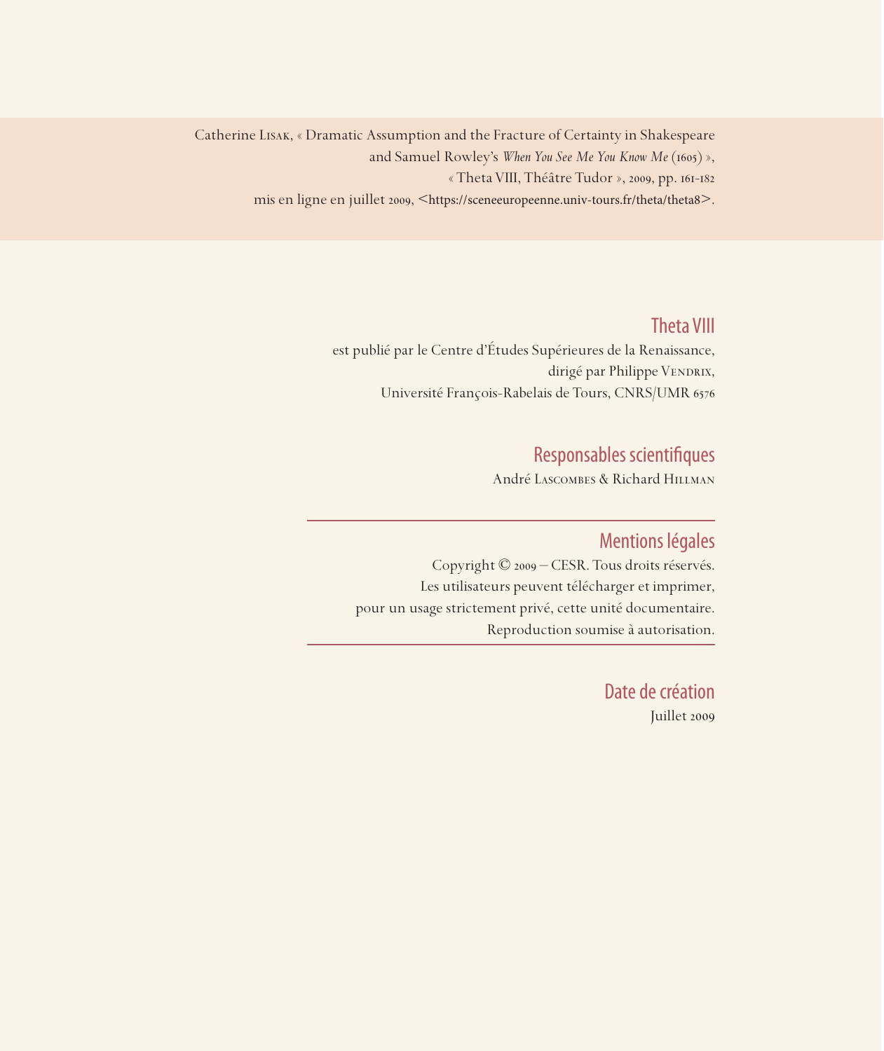Catherine Lisak, « Dramatic Assumption and the Fracture of Certainty in Shakespeare and Samuel Rowley's *When You See Me You Know Me* (1605) »,
« Theta VIII, Théâtre Tudor », 2009, pp. 161-182
mis en ligne en juillet 2009, <https://sceneeuropeenne.univ-tours.fr/theta/theta8>.

## Theta VIII

est publié par le Centre d'Études Supérieures de la Renaissance,
dirigé par Philippe Vendrix,
Université François-Rabelais de Tours, CNRS/UMR 6576

## Responsables scientifiques

André Lascombes & Richard Hillman

## Mentions légales

Copyright © 2009 – CESR. Tous droits réservés.
Les utilisateurs peuvent télécharger et imprimer,
pour un usage strictement privé, cette unité documentaire.
Reproduction soumise à autorisation.

## Date de création

Juillet 2009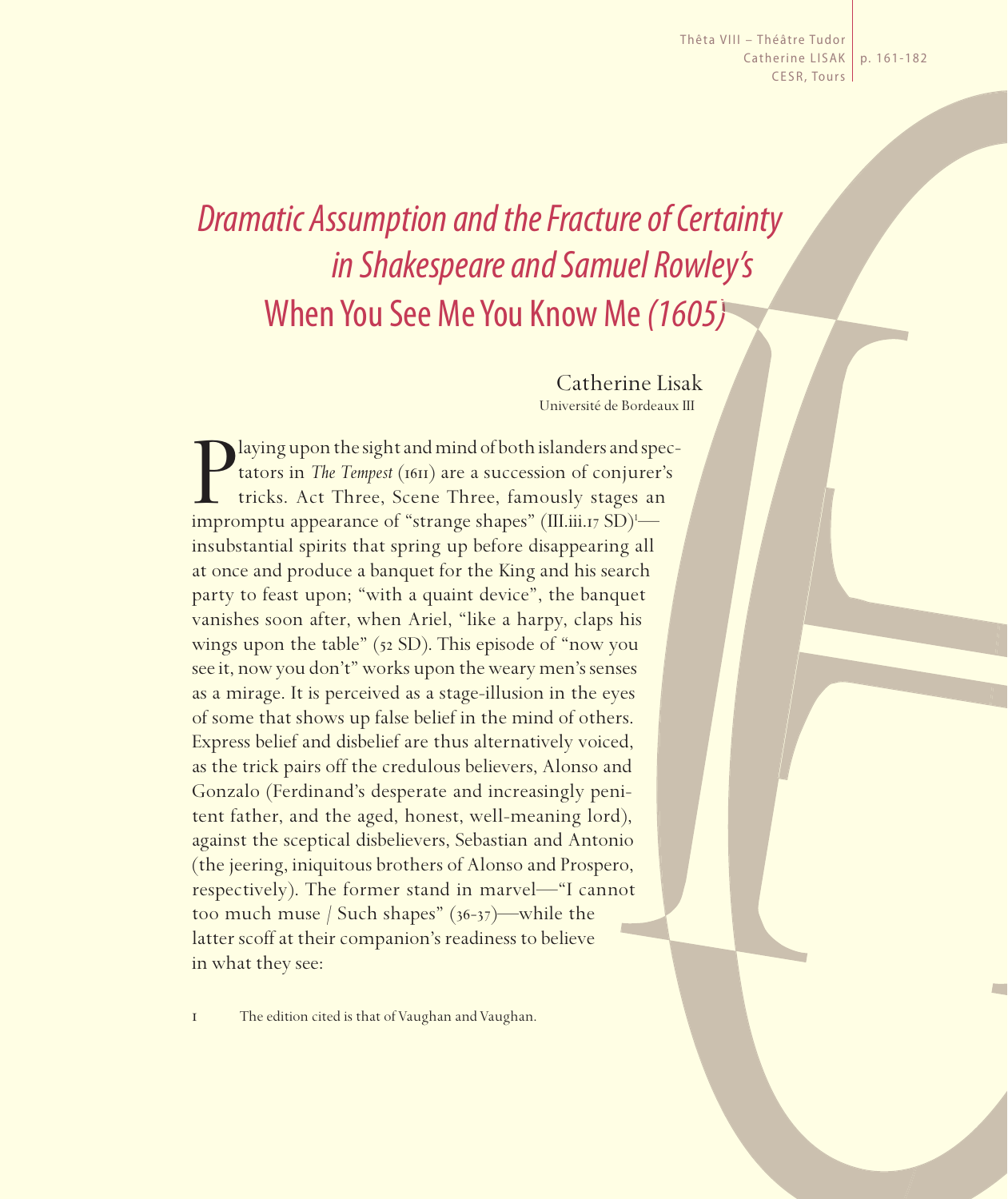# *Dramatic Assumption and the Fracture of Certainty in Shakespeare and Samuel Rowley's* When You See Me You Know Me *(1605)*

Catherine Lisak
Université de Bordeaux III

Playing upon the sight and mind of both islanders and spectators in *The Tempest* (1611) are a succession of conjurer's tricks. Act Three, Scene Three, famously stages an impromptu appearance of "strange shapes" (III.iii.17 SD)[1]—insubstantial spirits that spring up before disappearing all at once and produce a banquet for the King and his search party to feast upon; "with a quaint device", the banquet vanishes soon after, when Ariel, "like a harpy, claps his wings upon the table" (52 SD). This episode of "now you see it, now you don't" works upon the weary men's senses as a mirage. It is perceived as a stage-illusion in the eyes of some that shows up false belief in the mind of others. Express belief and disbelief are thus alternatively voiced, as the trick pairs off the credulous believers, Alonso and Gonzalo (Ferdinand's desperate and increasingly penitent father, and the aged, honest, well-meaning lord), against the sceptical disbelievers, Sebastian and Antonio (the jeering, iniquitous brothers of Alonso and Prospero, respectively). The former stand in marvel—"I cannot too much muse / Such shapes" (36-37)—while the latter scoff at their companion's readiness to believe in what they see:

1 The edition cited is that of Vaughan and Vaughan.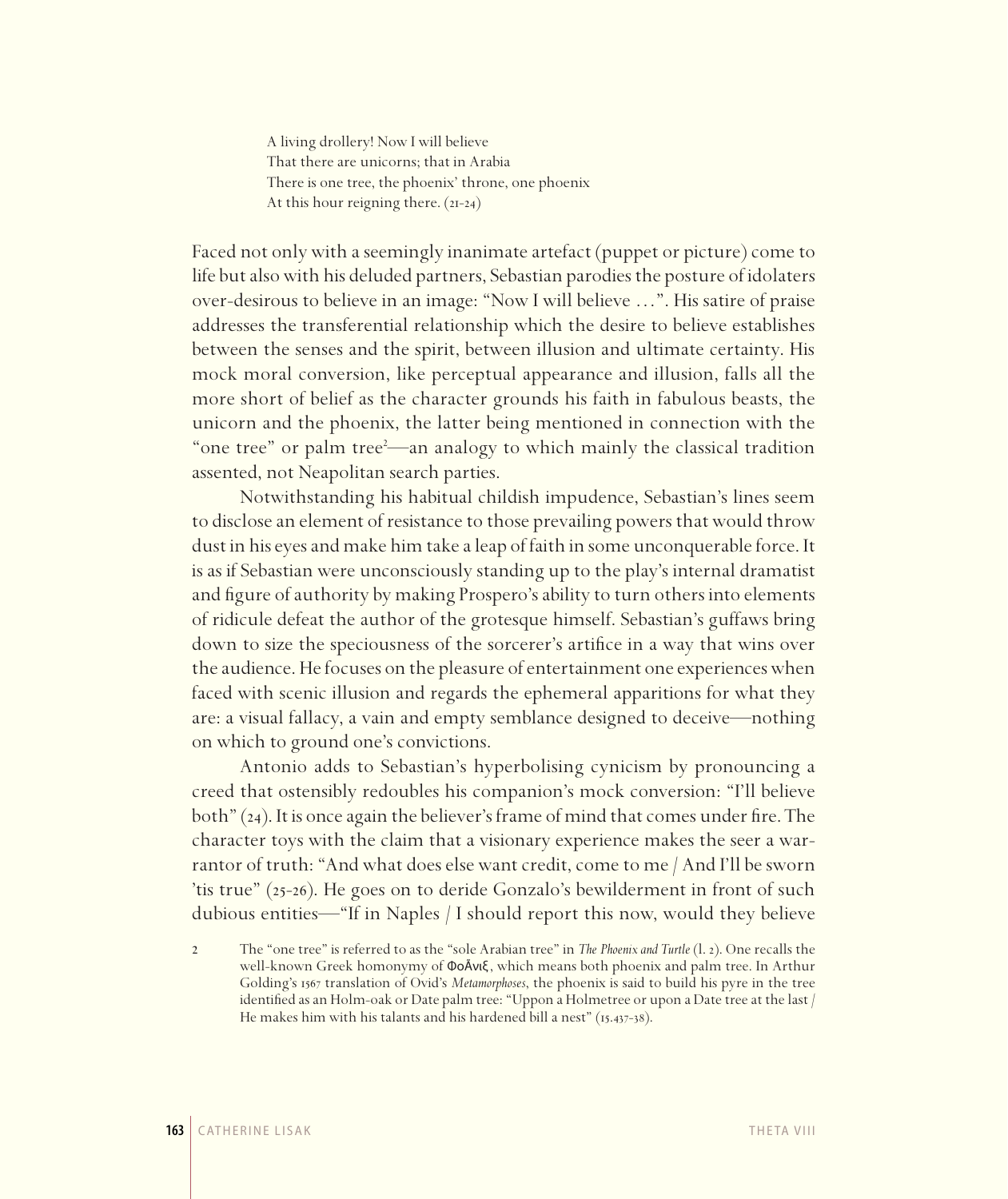> A living drollery! Now I will believe
> That there are unicorns; that in Arabia
> There is one tree, the phoenix' throne, one phoenix
> At this hour reigning there. (21-24)

Faced not only with a seemingly inanimate artefact (puppet or picture) come to life but also with his deluded partners, Sebastian parodies the posture of idolaters over-desirous to believe in an image: "Now I will believe …". His satire of praise addresses the transferential relationship which the desire to believe establishes between the senses and the spirit, between illusion and ultimate certainty. His mock moral conversion, like perceptual appearance and illusion, falls all the more short of belief as the character grounds his faith in fabulous beasts, the unicorn and the phoenix, the latter being mentioned in connection with the "one tree" or palm tree[2]—an analogy to which mainly the classical tradition assented, not Neapolitan search parties.

Notwithstanding his habitual childish impudence, Sebastian's lines seem to disclose an element of resistance to those prevailing powers that would throw dust in his eyes and make him take a leap of faith in some unconquerable force. It is as if Sebastian were unconsciously standing up to the play's internal dramatist and figure of authority by making Prospero's ability to turn others into elements of ridicule defeat the author of the grotesque himself. Sebastian's guffaws bring down to size the speciousness of the sorcerer's artifice in a way that wins over the audience. He focuses on the pleasure of entertainment one experiences when faced with scenic illusion and regards the ephemeral apparitions for what they are: a visual fallacy, a vain and empty semblance designed to deceive—nothing on which to ground one's convictions.

Antonio adds to Sebastian's hyperbolising cynicism by pronouncing a creed that ostensibly redoubles his companion's mock conversion: "I'll believe both" (24). It is once again the believer's frame of mind that comes under fire. The character toys with the claim that a visionary experience makes the seer a warrantor of truth: "And what does else want credit, come to me / And I'll be sworn 'tis true" (25-26). He goes on to deride Gonzalo's bewilderment in front of such dubious entities—"If in Naples / I should report this now, would they believe

---

2 The "one tree" is referred to as the "sole Arabian tree" in *The Phoenix and Turtle* (l. 2). One recalls the well-known Greek homonymy of Φοĩνιξ, which means both phoenix and palm tree. In Arthur Golding's 1567 translation of Ovid's *Metamorphoses*, the phoenix is said to build his pyre in the tree identified as an Holm-oak or Date palm tree: "Uppon a Holmetree or upon a Date tree at the last / He makes him with his talants and his hardened bill a nest" (15.437-38).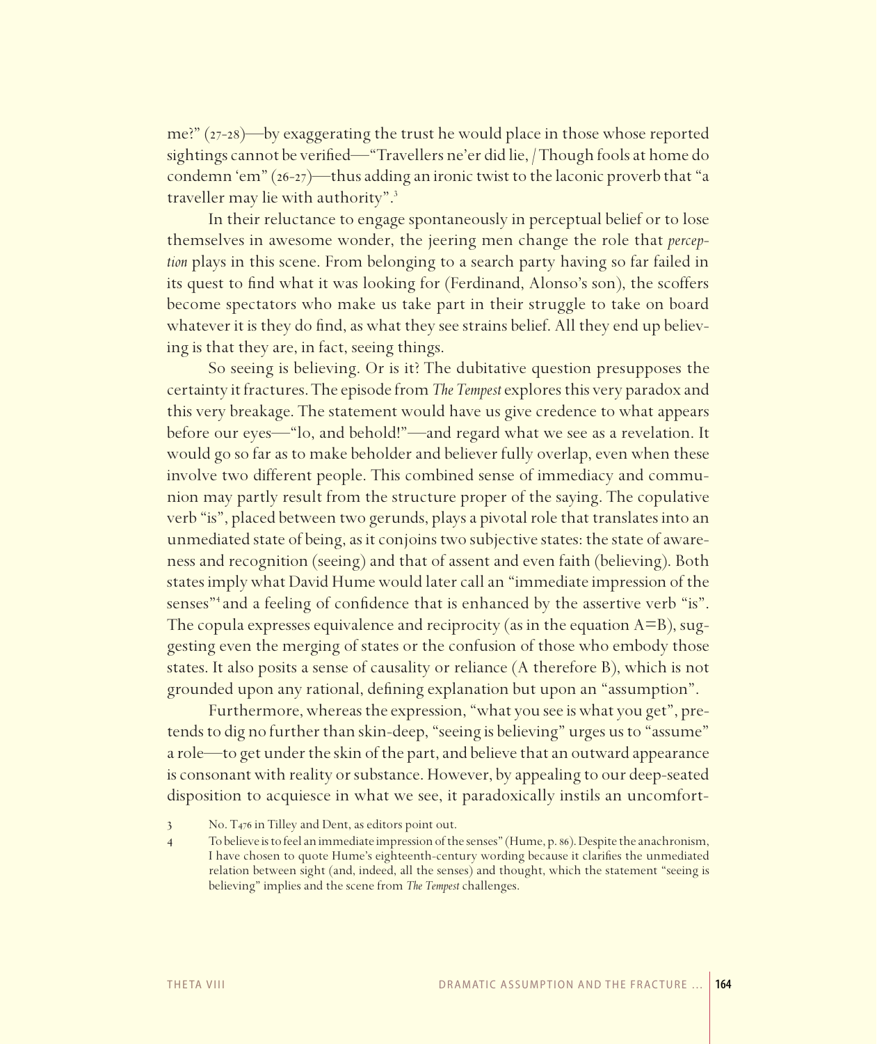me?" (27-28)—by exaggerating the trust he would place in those whose reported sightings cannot be verified—"Travellers ne'er did lie, / Though fools at home do condemn 'em" (26-27)—thus adding an ironic twist to the laconic proverb that "a traveller may lie with authority".[3]

In their reluctance to engage spontaneously in perceptual belief or to lose themselves in awesome wonder, the jeering men change the role that *perception* plays in this scene. From belonging to a search party having so far failed in its quest to find what it was looking for (Ferdinand, Alonso's son), the scoffers become spectators who make us take part in their struggle to take on board whatever it is they do find, as what they see strains belief. All they end up believing is that they are, in fact, seeing things.

So seeing is believing. Or is it? The dubitative question presupposes the certainty it fractures. The episode from *The Tempest* explores this very paradox and this very breakage. The statement would have us give credence to what appears before our eyes—"lo, and behold!"—and regard what we see as a revelation. It would go so far as to make beholder and believer fully overlap, even when these involve two different people. This combined sense of immediacy and communion may partly result from the structure proper of the saying. The copulative verb "is", placed between two gerunds, plays a pivotal role that translates into an unmediated state of being, as it conjoins two subjective states: the state of awareness and recognition (seeing) and that of assent and even faith (believing). Both states imply what David Hume would later call an "immediate impression of the senses"[4] and a feeling of confidence that is enhanced by the assertive verb "is". The copula expresses equivalence and reciprocity (as in the equation A=B), suggesting even the merging of states or the confusion of those who embody those states. It also posits a sense of causality or reliance (A therefore B), which is not grounded upon any rational, defining explanation but upon an "assumption".

Furthermore, whereas the expression, "what you see is what you get", pretends to dig no further than skin-deep, "seeing is believing" urges us to "assume" a role—to get under the skin of the part, and believe that an outward appearance is consonant with reality or substance. However, by appealing to our deep-seated disposition to acquiesce in what we see, it paradoxically instils an uncomfort-

3 No. T476 in Tilley and Dent, as editors point out.

4 To believe is to feel an immediate impression of the senses" (Hume, p. 86). Despite the anachronism, I have chosen to quote Hume's eighteenth-century wording because it clarifies the unmediated relation between sight (and, indeed, all the senses) and thought, which the statement "seeing is believing" implies and the scene from *The Tempest* challenges.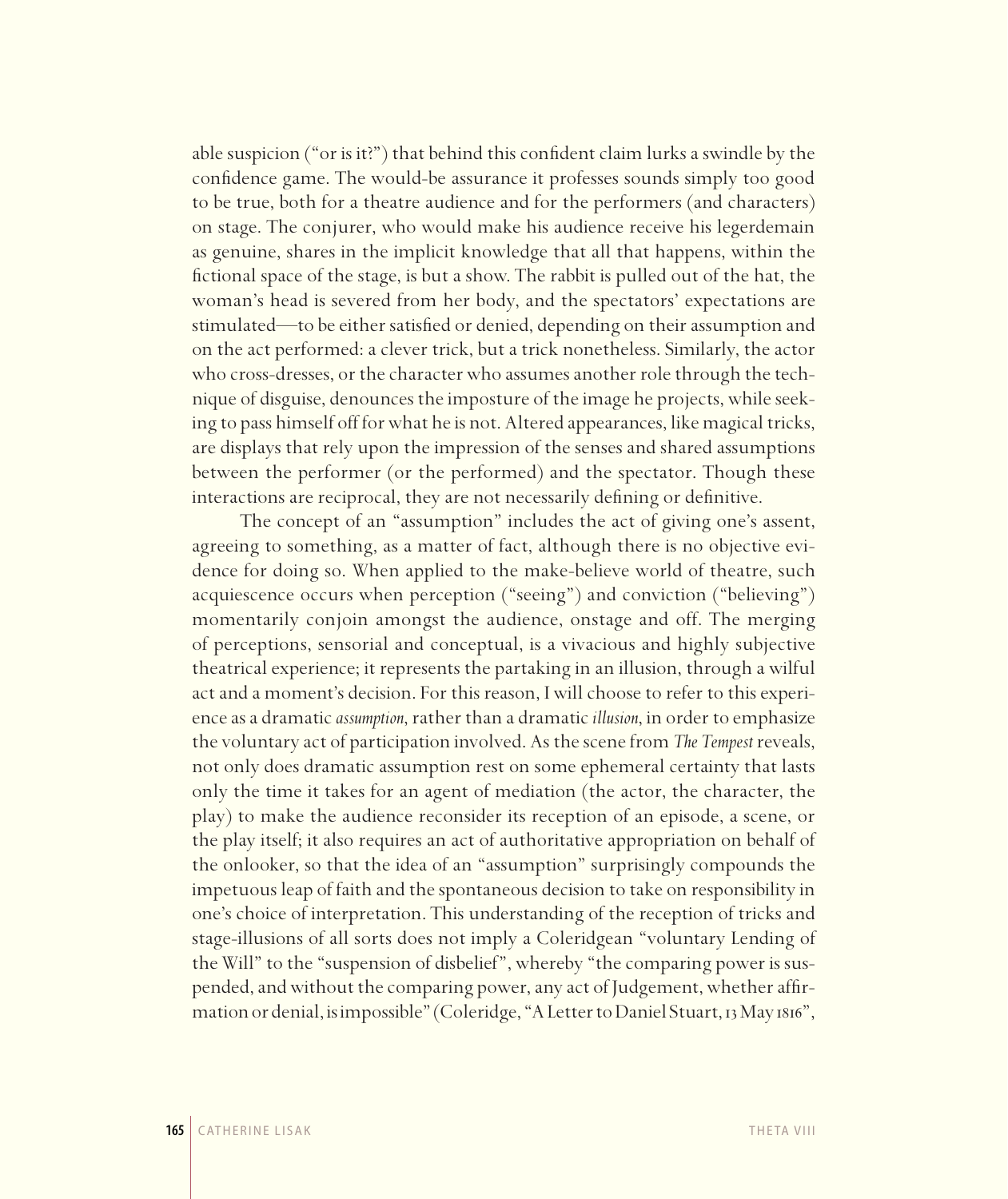able suspicion ("or is it?") that behind this confident claim lurks a swindle by the confidence game. The would-be assurance it professes sounds simply too good to be true, both for a theatre audience and for the performers (and characters) on stage. The conjurer, who would make his audience receive his legerdemain as genuine, shares in the implicit knowledge that all that happens, within the fictional space of the stage, is but a show. The rabbit is pulled out of the hat, the woman's head is severed from her body, and the spectators' expectations are stimulated—to be either satisfied or denied, depending on their assumption and on the act performed: a clever trick, but a trick nonetheless. Similarly, the actor who cross-dresses, or the character who assumes another role through the technique of disguise, denounces the imposture of the image he projects, while seeking to pass himself off for what he is not. Altered appearances, like magical tricks, are displays that rely upon the impression of the senses and shared assumptions between the performer (or the performed) and the spectator. Though these interactions are reciprocal, they are not necessarily defining or definitive.

The concept of an "assumption" includes the act of giving one's assent, agreeing to something, as a matter of fact, although there is no objective evidence for doing so. When applied to the make-believe world of theatre, such acquiescence occurs when perception ("seeing") and conviction ("believing") momentarily conjoin amongst the audience, onstage and off. The merging of perceptions, sensorial and conceptual, is a vivacious and highly subjective theatrical experience; it represents the partaking in an illusion, through a wilful act and a moment's decision. For this reason, I will choose to refer to this experience as a dramatic *assumption*, rather than a dramatic *illusion*, in order to emphasize the voluntary act of participation involved. As the scene from *The Tempest* reveals, not only does dramatic assumption rest on some ephemeral certainty that lasts only the time it takes for an agent of mediation (the actor, the character, the play) to make the audience reconsider its reception of an episode, a scene, or the play itself; it also requires an act of authoritative appropriation on behalf of the onlooker, so that the idea of an "assumption" surprisingly compounds the impetuous leap of faith and the spontaneous decision to take on responsibility in one's choice of interpretation. This understanding of the reception of tricks and stage-illusions of all sorts does not imply a Coleridgean "voluntary Lending of the Will" to the "suspension of disbelief", whereby "the comparing power is suspended, and without the comparing power, any act of Judgement, whether affirmation or denial, is impossible" (Coleridge, "A Letter to Daniel Stuart, 13 May 1816",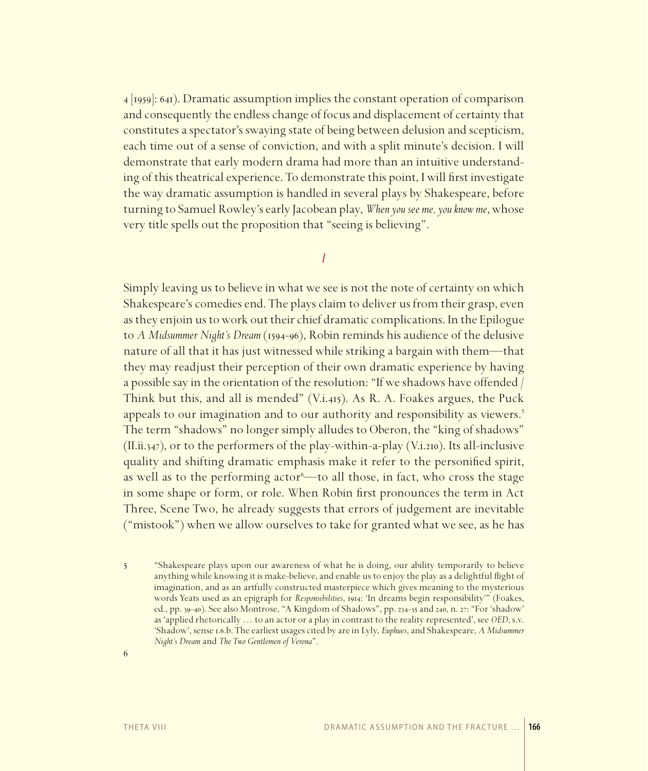4 [1959]: 641). Dramatic assumption implies the constant operation of comparison and consequently the endless change of focus and displacement of certainty that constitutes a spectator's swaying state of being between delusion and scepticism, each time out of a sense of conviction, and with a split minute's decision. I will demonstrate that early modern drama had more than an intuitive understanding of this theatrical experience. To demonstrate this point, I will first investigate the way dramatic assumption is handled in several plays by Shakespeare, before turning to Samuel Rowley's early Jacobean play, *When you see me, you know me*, whose very title spells out the proposition that "seeing is believing".

## I

Simply leaving us to believe in what we see is not the note of certainty on which Shakespeare's comedies end. The plays claim to deliver us from their grasp, even as they enjoin us to work out their chief dramatic complications. In the Epilogue to *A Midsummer Night's Dream* (1594-96), Robin reminds his audience of the delusive nature of all that it has just witnessed while striking a bargain with them—that they may readjust their perception of their own dramatic experience by having a possible say in the orientation of the resolution: "If we shadows have offended / Think but this, and all is mended" (V.i.415). As R. A. Foakes argues, the Puck appeals to our imagination and to our authority and responsibility as viewers.[5] The term "shadows" no longer simply alludes to Oberon, the "king of shadows" (II.ii.347), or to the performers of the play-within-a-play (V.i.210). Its all-inclusive quality and shifting dramatic emphasis make it refer to the personified spirit, as well as to the performing actor[6]—to all those, in fact, who cross the stage in some shape or form, or role. When Robin first pronounces the term in Act Three, Scene Two, he already suggests that errors of judgement are inevitable ("mistook") when we allow ourselves to take for granted what we see, as he has

5 "Shakespeare plays upon our awareness of what he is doing, our ability temporarily to believe anything while knowing it is make-believe, and enable us to enjoy the play as a delightful flight of imagination, and as an artfully constructed masterpiece which gives meaning to the mysterious words Yeats used as an epigraph for *Responsibilities*, 1914: 'In dreams begin responsibility'" (Foakes, ed., pp. 39-40). See also Montrose, "A Kingdom of Shadows", pp. 234-35 and 240, n. 27: "For 'shadow' as 'applied rhetorically … to an actor or a play in contrast to the reality represented', see *OED*, s.v. 'Shadow', sense 1.6.b. The earliest usages cited by are in Lyly, *Euphues*, and Shakespeare, *A Midsummer Night's Dream* and *The Two Gentlemen of Verona*".

6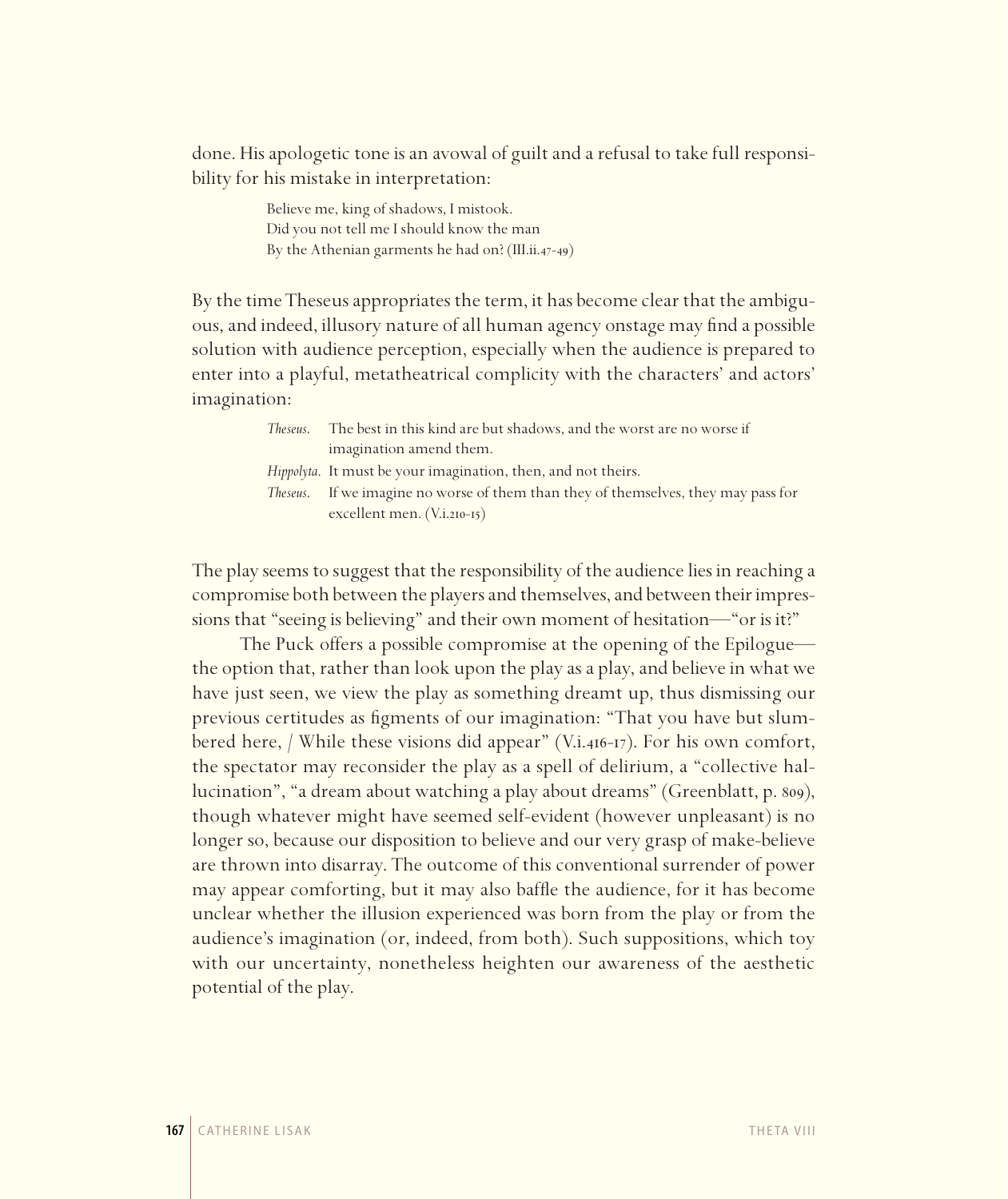done. His apologetic tone is an avowal of guilt and a refusal to take full responsibility for his mistake in interpretation:

> Believe me, king of shadows, I mistook.
> Did you not tell me I should know the man
> By the Athenian garments he had on? (III.ii.47-49)

By the time Theseus appropriates the term, it has become clear that the ambiguous, and indeed, illusory nature of all human agency onstage may find a possible solution with audience perception, especially when the audience is prepared to enter into a playful, metatheatrical complicity with the characters' and actors' imagination:

> *Theseus*. The best in this kind are but shadows, and the worst are no worse if imagination amend them.
>
> *Hippolyta*. It must be your imagination, then, and not theirs.
>
> *Theseus*. If we imagine no worse of them than they of themselves, they may pass for excellent men. (V.i.210-15)

The play seems to suggest that the responsibility of the audience lies in reaching a compromise both between the players and themselves, and between their impressions that "seeing is believing" and their own moment of hesitation—"or is it?"

The Puck offers a possible compromise at the opening of the Epilogue—the option that, rather than look upon the play as a play, and believe in what we have just seen, we view the play as something dreamt up, thus dismissing our previous certitudes as figments of our imagination: "That you have but slumbered here, / While these visions did appear" (V.i.416-17). For his own comfort, the spectator may reconsider the play as a spell of delirium, a "collective hallucination", "a dream about watching a play about dreams" (Greenblatt, p. 809), though whatever might have seemed self-evident (however unpleasant) is no longer so, because our disposition to believe and our very grasp of make-believe are thrown into disarray. The outcome of this conventional surrender of power may appear comforting, but it may also baffle the audience, for it has become unclear whether the illusion experienced was born from the play or from the audience's imagination (or, indeed, from both). Such suppositions, which toy with our uncertainty, nonetheless heighten our awareness of the aesthetic potential of the play.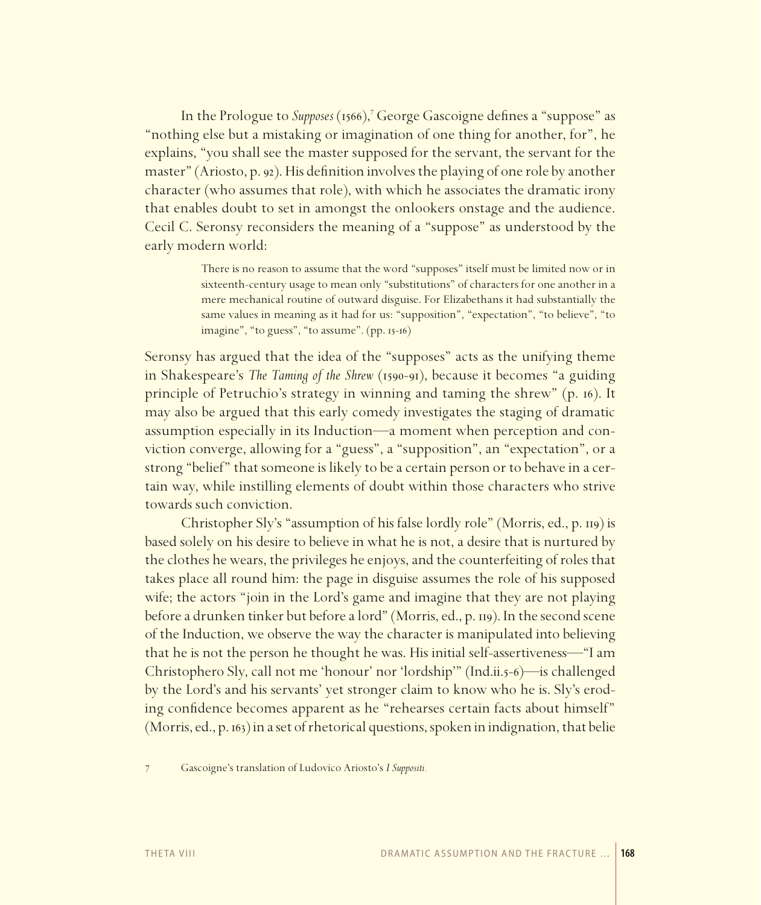In the Prologue to *Supposes* (1566),[7] George Gascoigne defines a "suppose" as "nothing else but a mistaking or imagination of one thing for another, for", he explains, "you shall see the master supposed for the servant, the servant for the master" (Ariosto, p. 92). His definition involves the playing of one role by another character (who assumes that role), with which he associates the dramatic irony that enables doubt to set in amongst the onlookers onstage and the audience. Cecil C. Seronsy reconsiders the meaning of a "suppose" as understood by the early modern world:

> There is no reason to assume that the word "supposes" itself must be limited now or in sixteenth-century usage to mean only "substitutions" of characters for one another in a mere mechanical routine of outward disguise. For Elizabethans it had substantially the same values in meaning as it had for us: "supposition", "expectation", "to believe", "to imagine", "to guess", "to assume". (pp. 15-16)

Seronsy has argued that the idea of the "supposes" acts as the unifying theme in Shakespeare's *The Taming of the Shrew* (1590-91), because it becomes "a guiding principle of Petruchio's strategy in winning and taming the shrew" (p. 16). It may also be argued that this early comedy investigates the staging of dramatic assumption especially in its Induction—a moment when perception and conviction converge, allowing for a "guess", a "supposition", an "expectation", or a strong "belief" that someone is likely to be a certain person or to behave in a certain way, while instilling elements of doubt within those characters who strive towards such conviction.

Christopher Sly's "assumption of his false lordly role" (Morris, ed., p. 119) is based solely on his desire to believe in what he is not, a desire that is nurtured by the clothes he wears, the privileges he enjoys, and the counterfeiting of roles that takes place all round him: the page in disguise assumes the role of his supposed wife; the actors "join in the Lord's game and imagine that they are not playing before a drunken tinker but before a lord" (Morris, ed., p. 119). In the second scene of the Induction, we observe the way the character is manipulated into believing that he is not the person he thought he was. His initial self-assertiveness—"I am Christophero Sly, call not me 'honour' nor 'lordship'" (Ind.ii.5-6)—is challenged by the Lord's and his servants' yet stronger claim to know who he is. Sly's eroding confidence becomes apparent as he "rehearses certain facts about himself" (Morris, ed., p. 163) in a set of rhetorical questions, spoken in indignation, that belie

[7] Gascoigne's translation of Ludovico Ariosto's *I Suppositi*.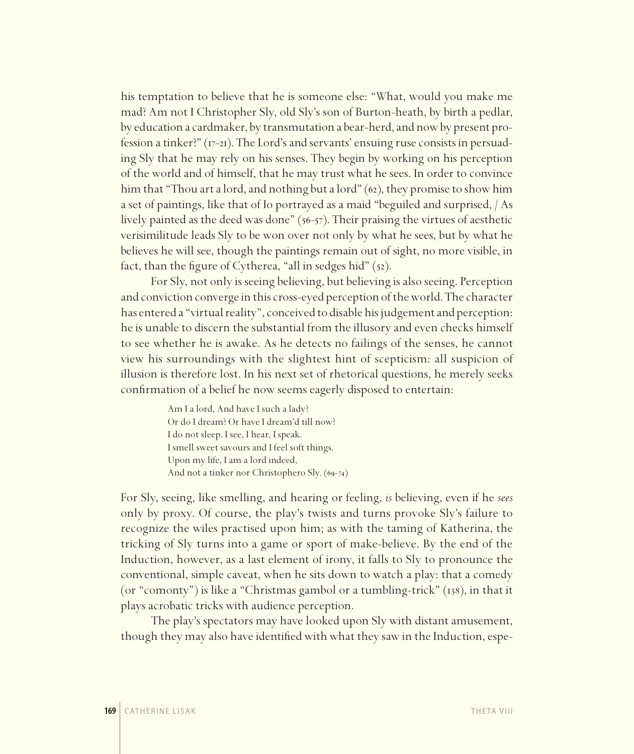his temptation to believe that he is someone else: "What, would you make me mad? Am not I Christopher Sly, old Sly's son of Burton-heath, by birth a pedlar, by education a cardmaker, by transmutation a bear-herd, and now by present profession a tinker?" (17-21). The Lord's and servants' ensuing ruse consists in persuading Sly that he may rely on his senses. They begin by working on his perception of the world and of himself, that he may trust what he sees. In order to convince him that "Thou art a lord, and nothing but a lord" (62), they promise to show him a set of paintings, like that of Io portrayed as a maid "beguiled and surprised, / As lively painted as the deed was done" (56-57). Their praising the virtues of aesthetic verisimilitude leads Sly to be won over not only by what he sees, but by what he believes he will see, though the paintings remain out of sight, no more visible, in fact, than the figure of Cytherea, "all in sedges hid" (52).

For Sly, not only is seeing believing, but believing is also seeing. Perception and conviction converge in this cross-eyed perception of the world. The character has entered a "virtual reality", conceived to disable his judgement and perception: he is unable to discern the substantial from the illusory and even checks himself to see whether he is awake. As he detects no failings of the senses, he cannot view his surroundings with the slightest hint of scepticism: all suspicion of illusion is therefore lost. In his next set of rhetorical questions, he merely seeks confirmation of a belief he now seems eagerly disposed to entertain:

> Am I a lord, And have I such a lady?
> Or do I dream? Or have I dream'd till now?
> I do not sleep. I see, I hear, I speak.
> I smell sweet savours and I feel soft things.
> Upon my life, I am a lord indeed,
> And not a tinker nor Christophero Sly. (69-74)

For Sly, seeing, like smelling, and hearing or feeling, *is* believing, even if he *sees* only by proxy. Of course, the play's twists and turns provoke Sly's failure to recognize the wiles practised upon him; as with the taming of Katherina, the tricking of Sly turns into a game or sport of make-believe. By the end of the Induction, however, as a last element of irony, it falls to Sly to pronounce the conventional, simple caveat, when he sits down to watch a play: that a comedy (or "comonty") is like a "Christmas gambol or a tumbling-trick" (138), in that it plays acrobatic tricks with audience perception.

The play's spectators may have looked upon Sly with distant amusement, though they may also have identified with what they saw in the Induction, espe-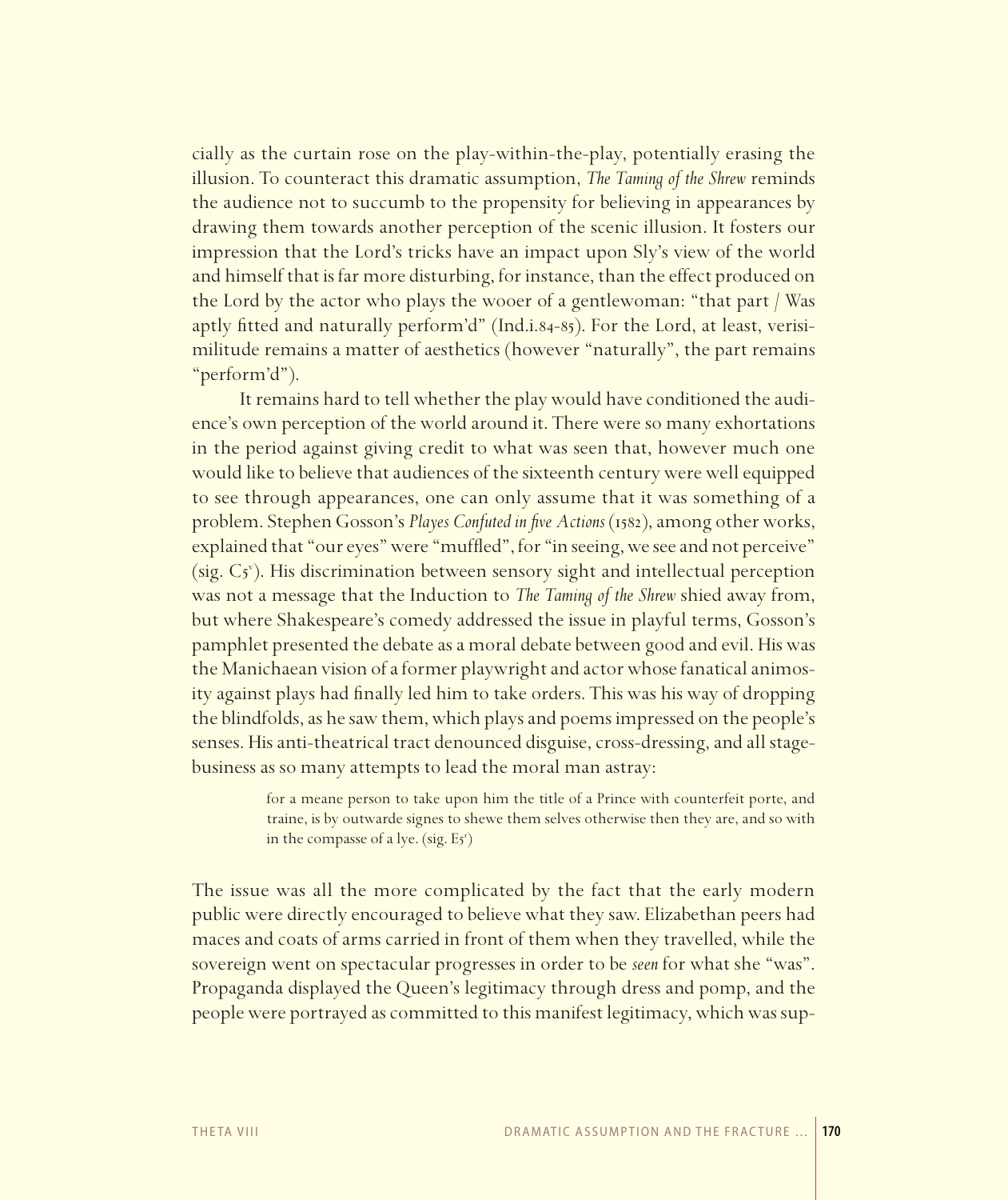cially as the curtain rose on the play-within-the-play, potentially erasing the illusion. To counteract this dramatic assumption, *The Taming of the Shrew* reminds the audience not to succumb to the propensity for believing in appearances by drawing them towards another perception of the scenic illusion. It fosters our impression that the Lord's tricks have an impact upon Sly's view of the world and himself that is far more disturbing, for instance, than the effect produced on the Lord by the actor who plays the wooer of a gentlewoman: "that part / Was aptly fitted and naturally perform'd" (Ind.i.84-85). For the Lord, at least, verisimilitude remains a matter of aesthetics (however "naturally", the part remains "perform'd").

It remains hard to tell whether the play would have conditioned the audience's own perception of the world around it. There were so many exhortations in the period against giving credit to what was seen that, however much one would like to believe that audiences of the sixteenth century were well equipped to see through appearances, one can only assume that it was something of a problem. Stephen Gosson's *Playes Confuted in five Actions* (1582), among other works, explained that "our eyes" were "muffled", for "in seeing, we see and not perceive" (sig. C5ᵛ). His discrimination between sensory sight and intellectual perception was not a message that the Induction to *The Taming of the Shrew* shied away from, but where Shakespeare's comedy addressed the issue in playful terms, Gosson's pamphlet presented the debate as a moral debate between good and evil. His was the Manichaean vision of a former playwright and actor whose fanatical animosity against plays had finally led him to take orders. This was his way of dropping the blindfolds, as he saw them, which plays and poems impressed on the people's senses. His anti-theatrical tract denounced disguise, cross-dressing, and all stage-business as so many attempts to lead the moral man astray:

> for a meane person to take upon him the title of a Prince with counterfeit porte, and traine, is by outwarde signes to shewe them selves otherwise then they are, and so with in the compasse of a lye. (sig. E5ʳ)

The issue was all the more complicated by the fact that the early modern public were directly encouraged to believe what they saw. Elizabethan peers had maces and coats of arms carried in front of them when they travelled, while the sovereign went on spectacular progresses in order to be *seen* for what she "was". Propaganda displayed the Queen's legitimacy through dress and pomp, and the people were portrayed as committed to this manifest legitimacy, which was sup-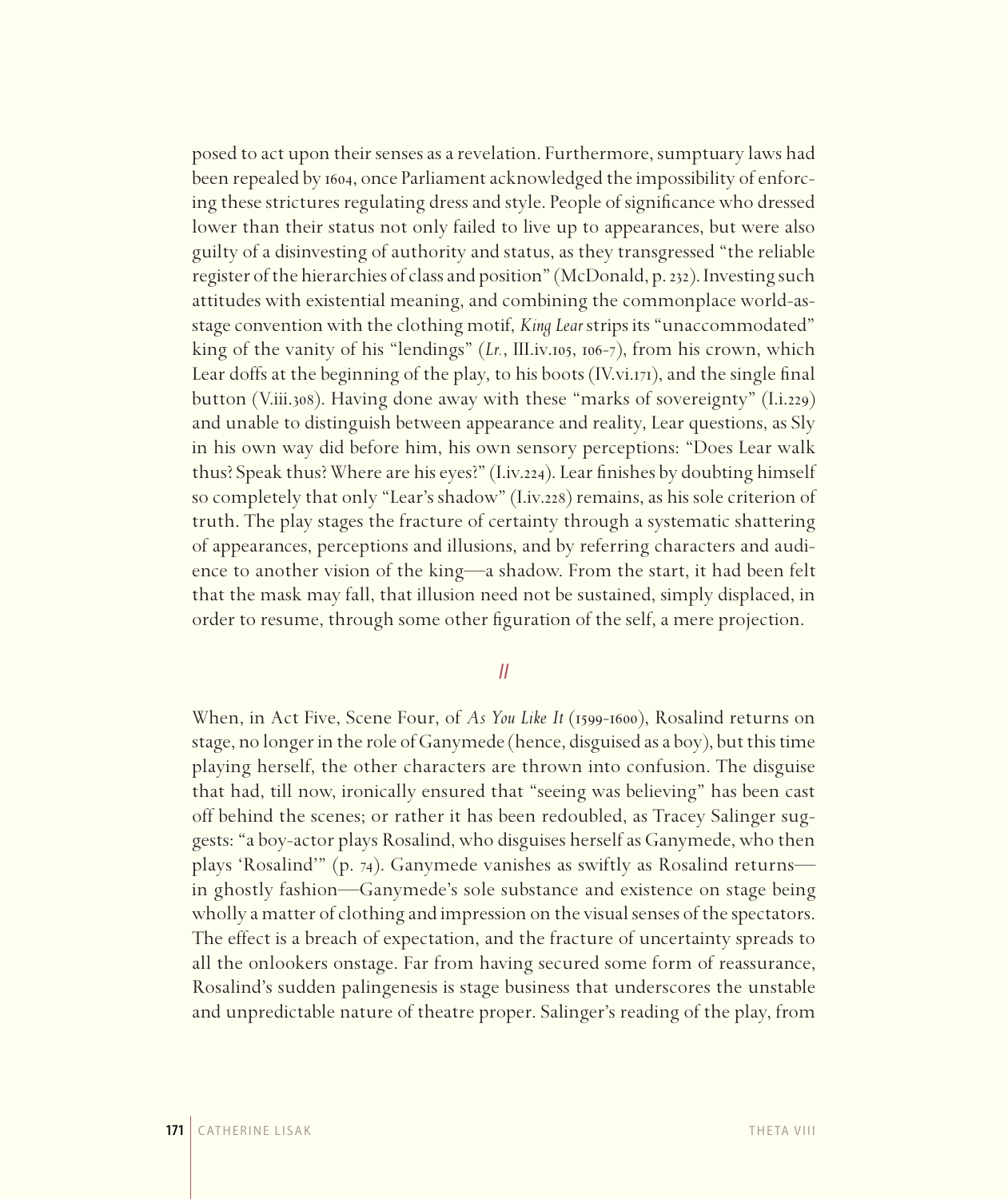posed to act upon their senses as a revelation. Furthermore, sumptuary laws had been repealed by 1604, once Parliament acknowledged the impossibility of enforcing these strictures regulating dress and style. People of significance who dressed lower than their status not only failed to live up to appearances, but were also guilty of a disinvesting of authority and status, as they transgressed "the reliable register of the hierarchies of class and position" (McDonald, p. 232). Investing such attitudes with existential meaning, and combining the commonplace world-as-stage convention with the clothing motif, *King Lear* strips its "unaccommodated" king of the vanity of his "lendings" (*Lr.*, III.iv.105, 106-7), from his crown, which Lear doffs at the beginning of the play, to his boots (IV.vi.171), and the single final button (V.iii.308). Having done away with these "marks of sovereignty" (I.i.229) and unable to distinguish between appearance and reality, Lear questions, as Sly in his own way did before him, his own sensory perceptions: "Does Lear walk thus? Speak thus? Where are his eyes?" (I.iv.224). Lear finishes by doubting himself so completely that only "Lear's shadow" (I.iv.228) remains, as his sole criterion of truth. The play stages the fracture of certainty through a systematic shattering of appearances, perceptions and illusions, and by referring characters and audience to another vision of the king—a shadow. From the start, it had been felt that the mask may fall, that illusion need not be sustained, simply displaced, in order to resume, through some other figuration of the self, a mere projection.

## II

When, in Act Five, Scene Four, of *As You Like It* (1599-1600), Rosalind returns on stage, no longer in the role of Ganymede (hence, disguised as a boy), but this time playing herself, the other characters are thrown into confusion. The disguise that had, till now, ironically ensured that "seeing was believing" has been cast off behind the scenes; or rather it has been redoubled, as Tracey Salinger suggests: "a boy-actor plays Rosalind, who disguises herself as Ganymede, who then plays 'Rosalind'" (p. 74). Ganymede vanishes as swiftly as Rosalind returns—in ghostly fashion—Ganymede's sole substance and existence on stage being wholly a matter of clothing and impression on the visual senses of the spectators. The effect is a breach of expectation, and the fracture of uncertainty spreads to all the onlookers onstage. Far from having secured some form of reassurance, Rosalind's sudden palingenesis is stage business that underscores the unstable and unpredictable nature of theatre proper. Salinger's reading of the play, from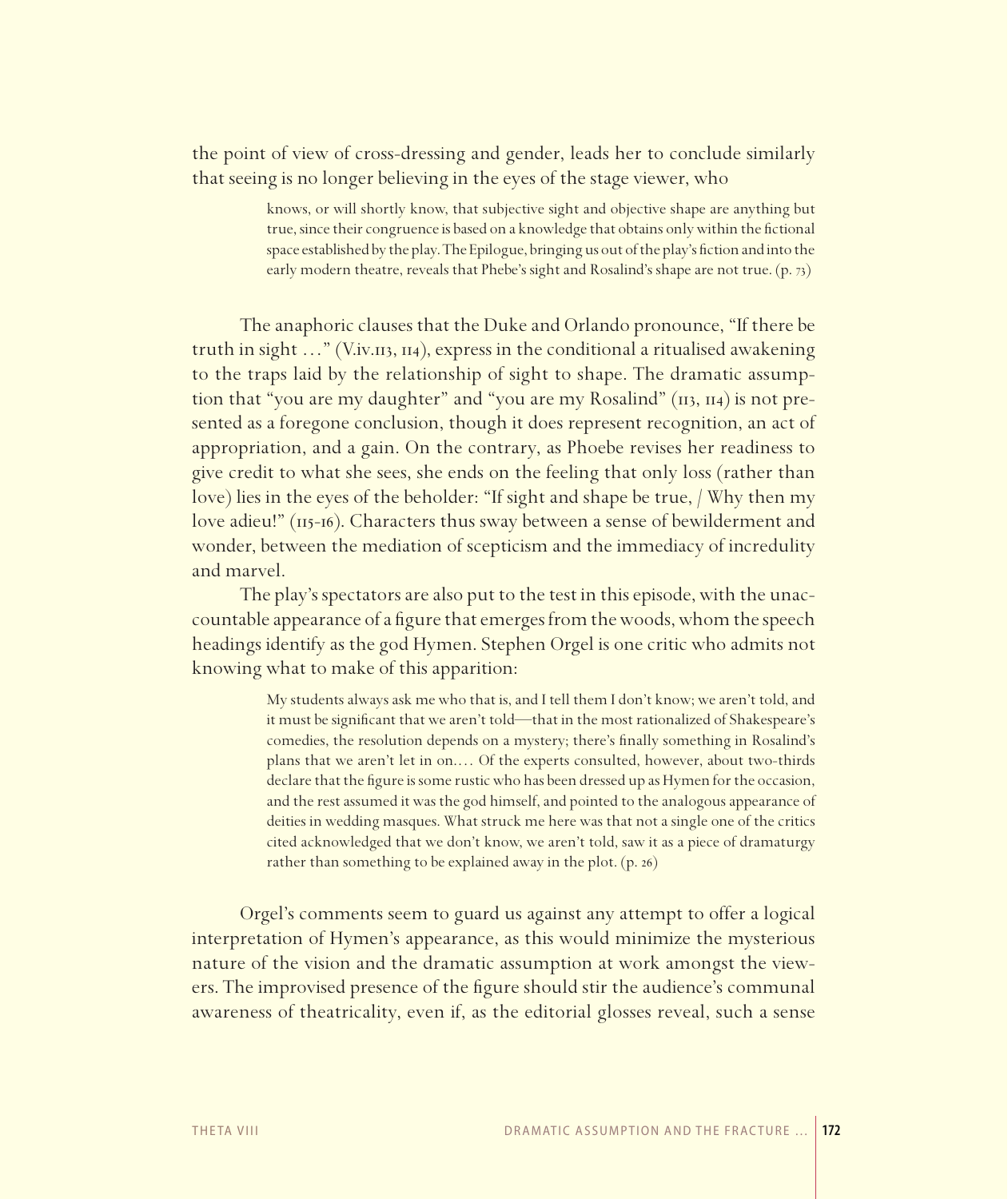the point of view of cross-dressing and gender, leads her to conclude similarly that seeing is no longer believing in the eyes of the stage viewer, who

> knows, or will shortly know, that subjective sight and objective shape are anything but true, since their congruence is based on a knowledge that obtains only within the fictional space established by the play. The Epilogue, bringing us out of the play's fiction and into the early modern theatre, reveals that Phebe's sight and Rosalind's shape are not true. (p. 73)

The anaphoric clauses that the Duke and Orlando pronounce, "If there be truth in sight …" (V.iv.113, 114), express in the conditional a ritualised awakening to the traps laid by the relationship of sight to shape. The dramatic assumption that "you are my daughter" and "you are my Rosalind" (113, 114) is not presented as a foregone conclusion, though it does represent recognition, an act of appropriation, and a gain. On the contrary, as Phoebe revises her readiness to give credit to what she sees, she ends on the feeling that only loss (rather than love) lies in the eyes of the beholder: "If sight and shape be true, / Why then my love adieu!" (115-16). Characters thus sway between a sense of bewilderment and wonder, between the mediation of scepticism and the immediacy of incredulity and marvel.

The play's spectators are also put to the test in this episode, with the unaccountable appearance of a figure that emerges from the woods, whom the speech headings identify as the god Hymen. Stephen Orgel is one critic who admits not knowing what to make of this apparition:

> My students always ask me who that is, and I tell them I don't know; we aren't told, and it must be significant that we aren't told—that in the most rationalized of Shakespeare's comedies, the resolution depends on a mystery; there's finally something in Rosalind's plans that we aren't let in on.… Of the experts consulted, however, about two-thirds declare that the figure is some rustic who has been dressed up as Hymen for the occasion, and the rest assumed it was the god himself, and pointed to the analogous appearance of deities in wedding masques. What struck me here was that not a single one of the critics cited acknowledged that we don't know, we aren't told, saw it as a piece of dramaturgy rather than something to be explained away in the plot. (p. 26)

Orgel's comments seem to guard us against any attempt to offer a logical interpretation of Hymen's appearance, as this would minimize the mysterious nature of the vision and the dramatic assumption at work amongst the viewers. The improvised presence of the figure should stir the audience's communal awareness of theatricality, even if, as the editorial glosses reveal, such a sense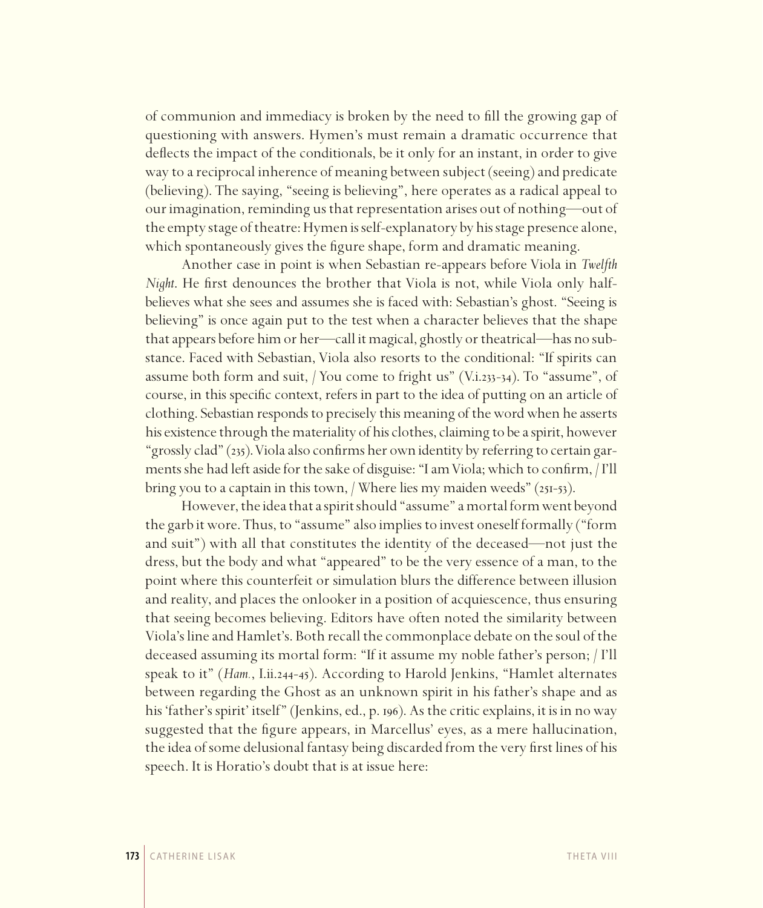of communion and immediacy is broken by the need to fill the growing gap of questioning with answers. Hymen's must remain a dramatic occurrence that deflects the impact of the conditionals, be it only for an instant, in order to give way to a reciprocal inherence of meaning between subject (seeing) and predicate (believing). The saying, "seeing is believing", here operates as a radical appeal to our imagination, reminding us that representation arises out of nothing—out of the empty stage of theatre: Hymen is self-explanatory by his stage presence alone, which spontaneously gives the figure shape, form and dramatic meaning.

Another case in point is when Sebastian re-appears before Viola in *Twelfth Night*. He first denounces the brother that Viola is not, while Viola only half-believes what she sees and assumes she is faced with: Sebastian's ghost. "Seeing is believing" is once again put to the test when a character believes that the shape that appears before him or her—call it magical, ghostly or theatrical—has no substance. Faced with Sebastian, Viola also resorts to the conditional: "If spirits can assume both form and suit, / You come to fright us" (V.i.233-34). To "assume", of course, in this specific context, refers in part to the idea of putting on an article of clothing. Sebastian responds to precisely this meaning of the word when he asserts his existence through the materiality of his clothes, claiming to be a spirit, however "grossly clad" (235). Viola also confirms her own identity by referring to certain garments she had left aside for the sake of disguise: "I am Viola; which to confirm, / I'll bring you to a captain in this town, / Where lies my maiden weeds" (251-53).

However, the idea that a spirit should "assume" a mortal form went beyond the garb it wore. Thus, to "assume" also implies to invest oneself formally ("form and suit") with all that constitutes the identity of the deceased—not just the dress, but the body and what "appeared" to be the very essence of a man, to the point where this counterfeit or simulation blurs the difference between illusion and reality, and places the onlooker in a position of acquiescence, thus ensuring that seeing becomes believing. Editors have often noted the similarity between Viola's line and Hamlet's. Both recall the commonplace debate on the soul of the deceased assuming its mortal form: "If it assume my noble father's person; / I'll speak to it" (*Ham.*, I.ii.244-45). According to Harold Jenkins, "Hamlet alternates between regarding the Ghost as an unknown spirit in his father's shape and as his 'father's spirit' itself" (Jenkins, ed., p. 196). As the critic explains, it is in no way suggested that the figure appears, in Marcellus' eyes, as a mere hallucination, the idea of some delusional fantasy being discarded from the very first lines of his speech. It is Horatio's doubt that is at issue here: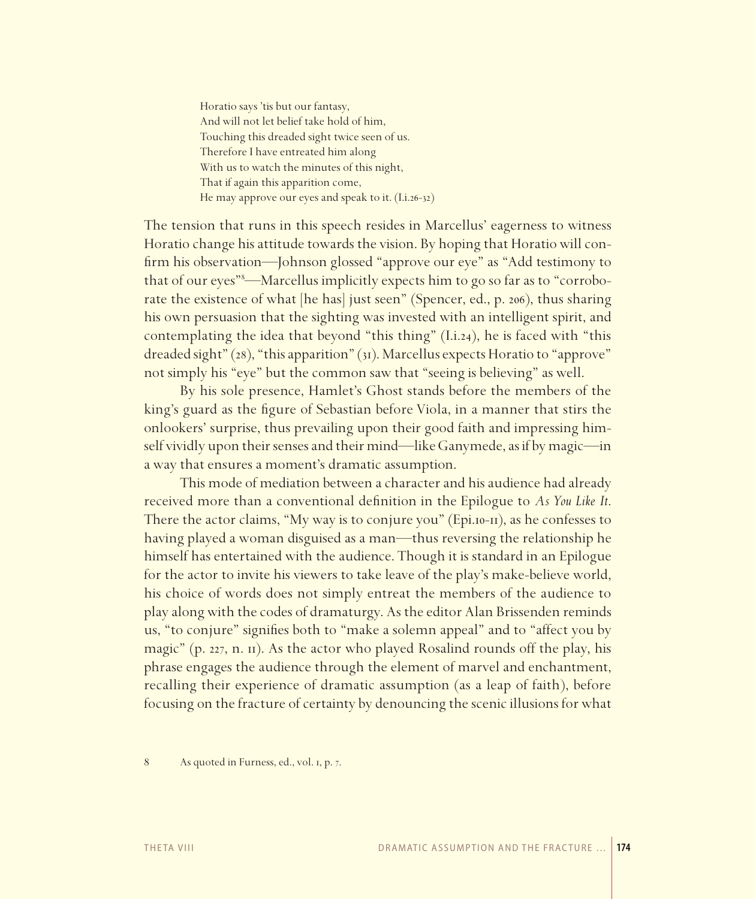> Horatio says 'tis but our fantasy,
> And will not let belief take hold of him,
> Touching this dreaded sight twice seen of us.
> Therefore I have entreated him along
> With us to watch the minutes of this night,
> That if again this apparition come,
> He may approve our eyes and speak to it. (I.i.26-32)

The tension that runs in this speech resides in Marcellus' eagerness to witness Horatio change his attitude towards the vision. By hoping that Horatio will confirm his observation—Johnson glossed "approve our eye" as "Add testimony to that of our eyes"[8]—Marcellus implicitly expects him to go so far as to "corroborate the existence of what [he has] just seen" (Spencer, ed., p. 206), thus sharing his own persuasion that the sighting was invested with an intelligent spirit, and contemplating the idea that beyond "this thing" (I.i.24), he is faced with "this dreaded sight" (28), "this apparition" (31). Marcellus expects Horatio to "approve" not simply his "eye" but the common saw that "seeing is believing" as well.

By his sole presence, Hamlet's Ghost stands before the members of the king's guard as the figure of Sebastian before Viola, in a manner that stirs the onlookers' surprise, thus prevailing upon their good faith and impressing himself vividly upon their senses and their mind—like Ganymede, as if by magic—in a way that ensures a moment's dramatic assumption.

This mode of mediation between a character and his audience had already received more than a conventional definition in the Epilogue to *As You Like It*. There the actor claims, "My way is to conjure you" (Epi.10-11), as he confesses to having played a woman disguised as a man—thus reversing the relationship he himself has entertained with the audience. Though it is standard in an Epilogue for the actor to invite his viewers to take leave of the play's make-believe world, his choice of words does not simply entreat the members of the audience to play along with the codes of dramaturgy. As the editor Alan Brissenden reminds us, "to conjure" signifies both to "make a solemn appeal" and to "affect you by magic" (p. 227, n. 11). As the actor who played Rosalind rounds off the play, his phrase engages the audience through the element of marvel and enchantment, recalling their experience of dramatic assumption (as a leap of faith), before focusing on the fracture of certainty by denouncing the scenic illusions for what

8 As quoted in Furness, ed., vol. 1, p. 7.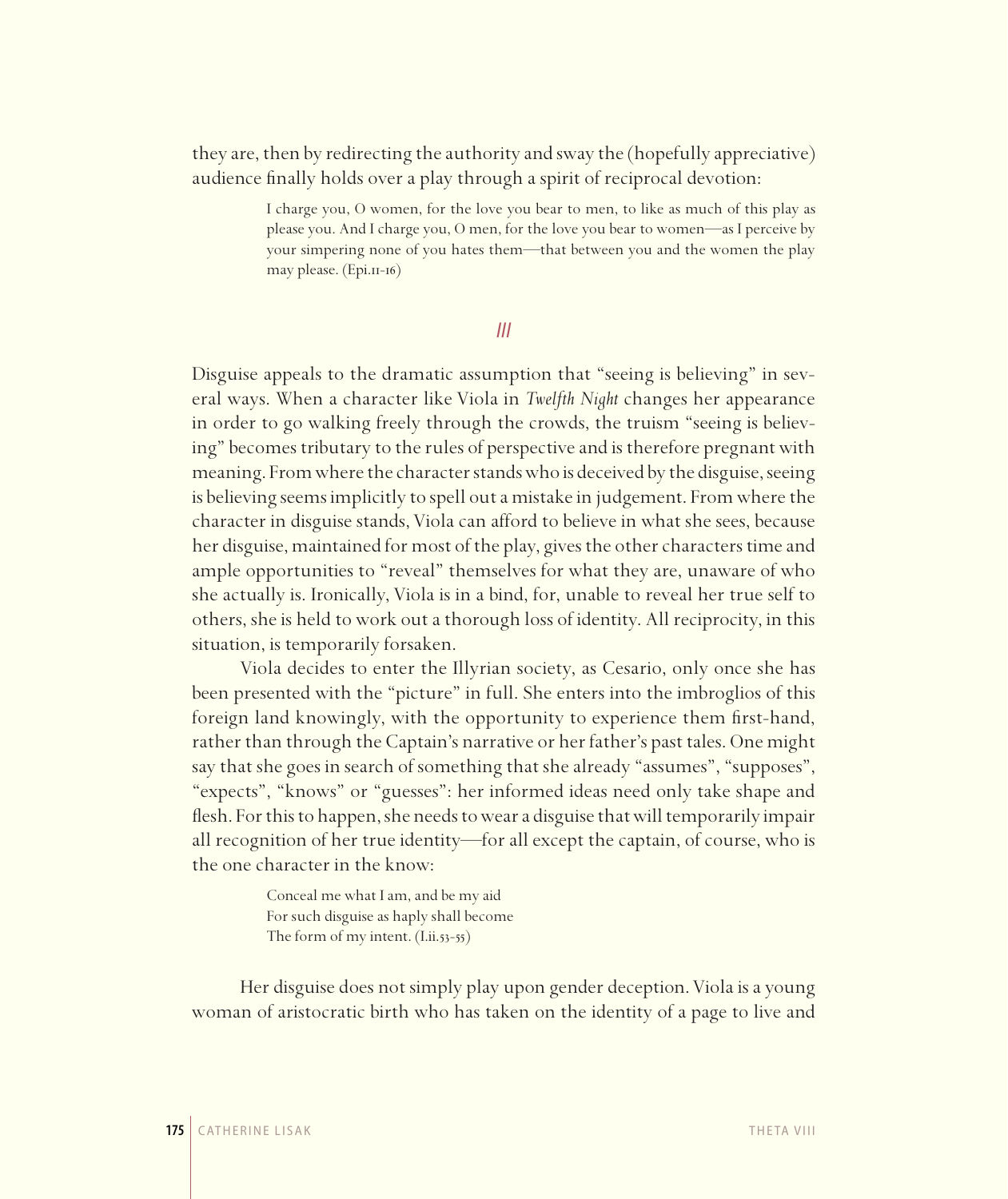they are, then by redirecting the authority and sway the (hopefully appreciative) audience finally holds over a play through a spirit of reciprocal devotion:

> I charge you, O women, for the love you bear to men, to like as much of this play as please you. And I charge you, O men, for the love you bear to women—as I perceive by your simpering none of you hates them—that between you and the women the play may please. (Epi.11-16)

## III

Disguise appeals to the dramatic assumption that "seeing is believing" in several ways. When a character like Viola in *Twelfth Night* changes her appearance in order to go walking freely through the crowds, the truism "seeing is believing" becomes tributary to the rules of perspective and is therefore pregnant with meaning. From where the character stands who is deceived by the disguise, seeing is believing seems implicitly to spell out a mistake in judgement. From where the character in disguise stands, Viola can afford to believe in what she sees, because her disguise, maintained for most of the play, gives the other characters time and ample opportunities to "reveal" themselves for what they are, unaware of who she actually is. Ironically, Viola is in a bind, for, unable to reveal her true self to others, she is held to work out a thorough loss of identity. All reciprocity, in this situation, is temporarily forsaken.

Viola decides to enter the Illyrian society, as Cesario, only once she has been presented with the "picture" in full. She enters into the imbroglios of this foreign land knowingly, with the opportunity to experience them first-hand, rather than through the Captain's narrative or her father's past tales. One might say that she goes in search of something that she already "assumes", "supposes", "expects", "knows" or "guesses": her informed ideas need only take shape and flesh. For this to happen, she needs to wear a disguise that will temporarily impair all recognition of her true identity—for all except the captain, of course, who is the one character in the know:

> Conceal me what I am, and be my aid
> For such disguise as haply shall become
> The form of my intent. (I.ii.53-55)

Her disguise does not simply play upon gender deception. Viola is a young woman of aristocratic birth who has taken on the identity of a page to live and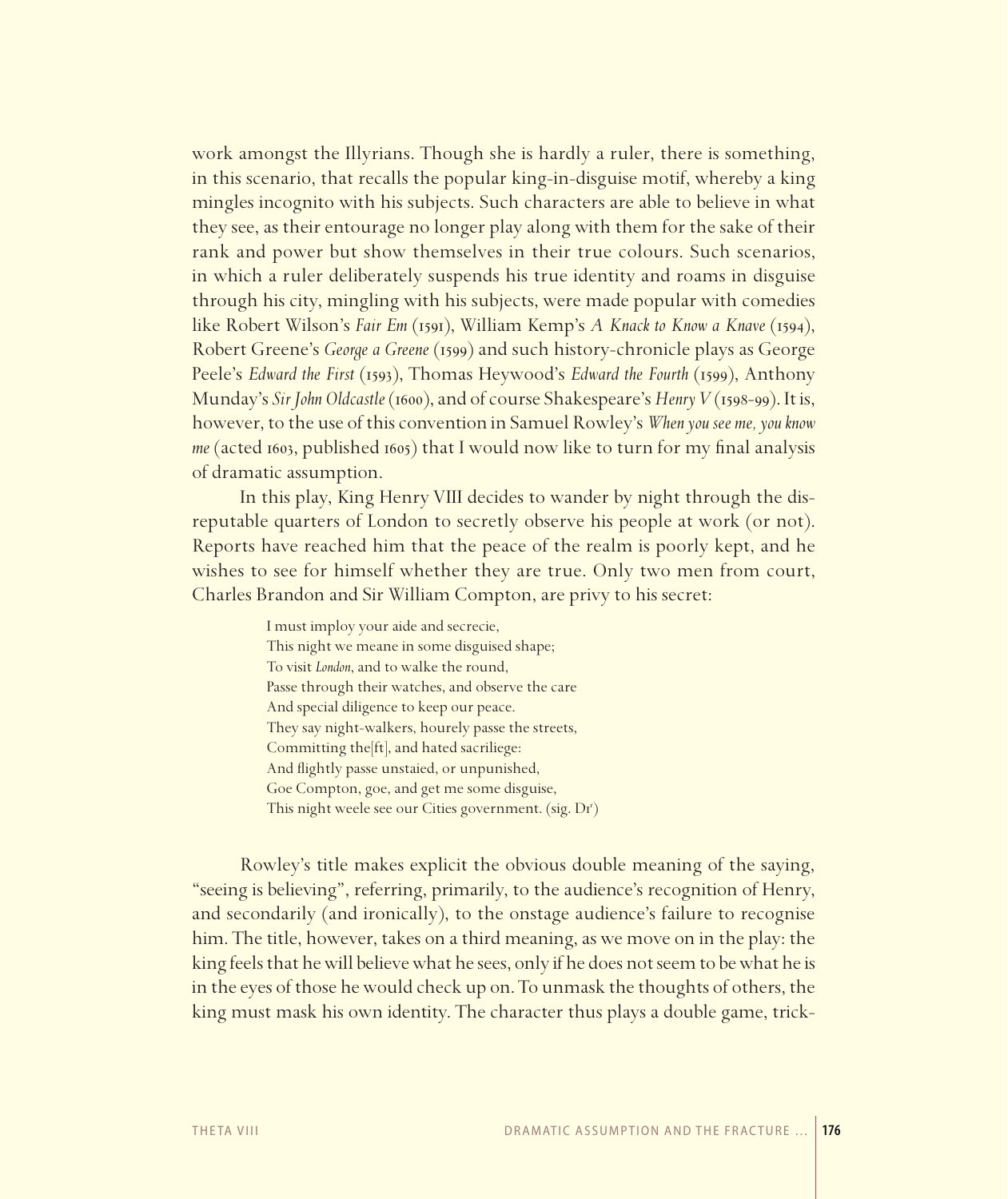work amongst the Illyrians. Though she is hardly a ruler, there is something, in this scenario, that recalls the popular king-in-disguise motif, whereby a king mingles incognito with his subjects. Such characters are able to believe in what they see, as their entourage no longer play along with them for the sake of their rank and power but show themselves in their true colours. Such scenarios, in which a ruler deliberately suspends his true identity and roams in disguise through his city, mingling with his subjects, were made popular with comedies like Robert Wilson's *Fair Em* (1591), William Kemp's *A Knack to Know a Knave* (1594), Robert Greene's *George a Greene* (1599) and such history-chronicle plays as George Peele's *Edward the First* (1593), Thomas Heywood's *Edward the Fourth* (1599), Anthony Munday's *Sir John Oldcastle* (1600), and of course Shakespeare's *Henry V* (1598-99). It is, however, to the use of this convention in Samuel Rowley's *When you see me, you know me* (acted 1603, published 1605) that I would now like to turn for my final analysis of dramatic assumption.

In this play, King Henry VIII decides to wander by night through the disreputable quarters of London to secretly observe his people at work (or not). Reports have reached him that the peace of the realm is poorly kept, and he wishes to see for himself whether they are true. Only two men from court, Charles Brandon and Sir William Compton, are privy to his secret:

> I must imploy your aide and secrecie,
> This night we meane in some disguised shape;
> To visit *London*, and to walke the round,
> Passe through their watches, and observe the care
> And special diligence to keep our peace.
> They say night-walkers, hourely passe the streets,
> Committing the[ft], and hated sacriliege:
> And flightly passe unstaied, or unpunished,
> Goe Compton, goe, and get me some disguise,
> This night weele see our Cities government. (sig. D1r)

Rowley's title makes explicit the obvious double meaning of the saying, "seeing is believing", referring, primarily, to the audience's recognition of Henry, and secondarily (and ironically), to the onstage audience's failure to recognise him. The title, however, takes on a third meaning, as we move on in the play: the king feels that he will believe what he sees, only if he does not seem to be what he is in the eyes of those he would check up on. To unmask the thoughts of others, the king must mask his own identity. The character thus plays a double game, trick-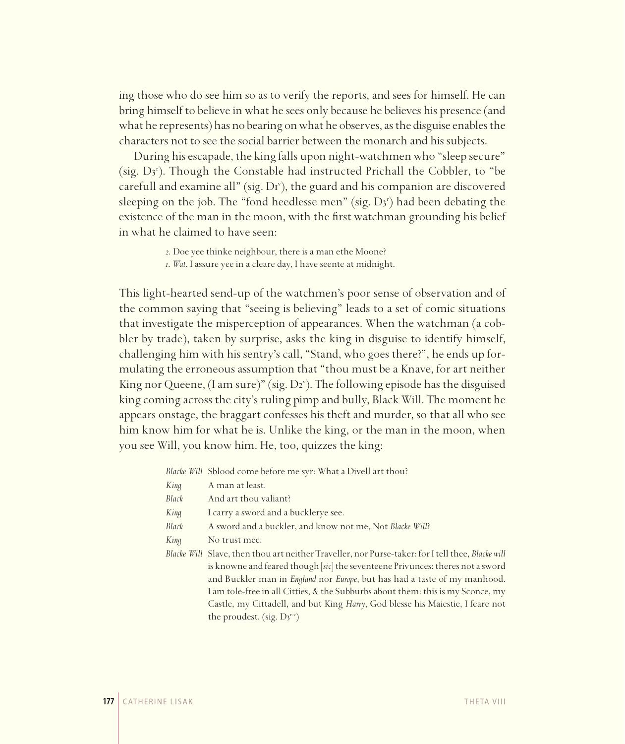ing those who do see him so as to verify the reports, and sees for himself. He can bring himself to believe in what he sees only because he believes his presence (and what he represents) has no bearing on what he observes, as the disguise enables the characters not to see the social barrier between the monarch and his subjects.

During his escapade, the king falls upon night-watchmen who "sleep secure" (sig. D3r). Though the Constable had instructed Prichall the Cobbler, to "be carefull and examine all" (sig. D1v), the guard and his companion are discovered sleeping on the job. The "fond heedlesse men" (sig. D3r) had been debating the existence of the man in the moon, with the first watchman grounding his belief in what he claimed to have seen:

> *2.* Doe yee thinke neighbour, there is a man ethe Moone?
> *1. Wat.* I assure yee in a cleare day, I have seente at midnight.

This light-hearted send-up of the watchmen's poor sense of observation and of the common saying that "seeing is believing" leads to a set of comic situations that investigate the misperception of appearances. When the watchman (a cobbler by trade), taken by surprise, asks the king in disguise to identify himself, challenging him with his sentry's call, "Stand, who goes there?", he ends up formulating the erroneous assumption that "thou must be a Knave, for art neither King nor Queene, (I am sure)" (sig. D2v). The following episode has the disguised king coming across the city's ruling pimp and bully, Black Will. The moment he appears onstage, the braggart confesses his theft and murder, so that all who see him know him for what he is. Unlike the king, or the man in the moon, when you see Will, you know him. He, too, quizzes the king:

> *Blacke Will* Sblood come before me syr: What a Divell art thou?
> *King* A man at least.
> *Black* And art thou valiant?
> *King* I carry a sword and a bucklerye see.
> *Black* A sword and a buckler, and know not me, Not *Blacke Will*?
> *King* No trust mee.
> *Blacke Will* Slave, then thou art neither Traveller, nor Purse-taker: for I tell thee, *Blacke will* is knowne and feared though [*sic*] the seventeene Privunces: theres not a sword and Buckler man in *England* nor *Europe*, but has had a taste of my manhood. I am tole-free in all Citties, & the Subburbs about them: this is my Sconce, my Castle, my Cittadell, and but King *Harry*, God blesse his Maiestie, I feare not the proudest. (sig. D3r-v)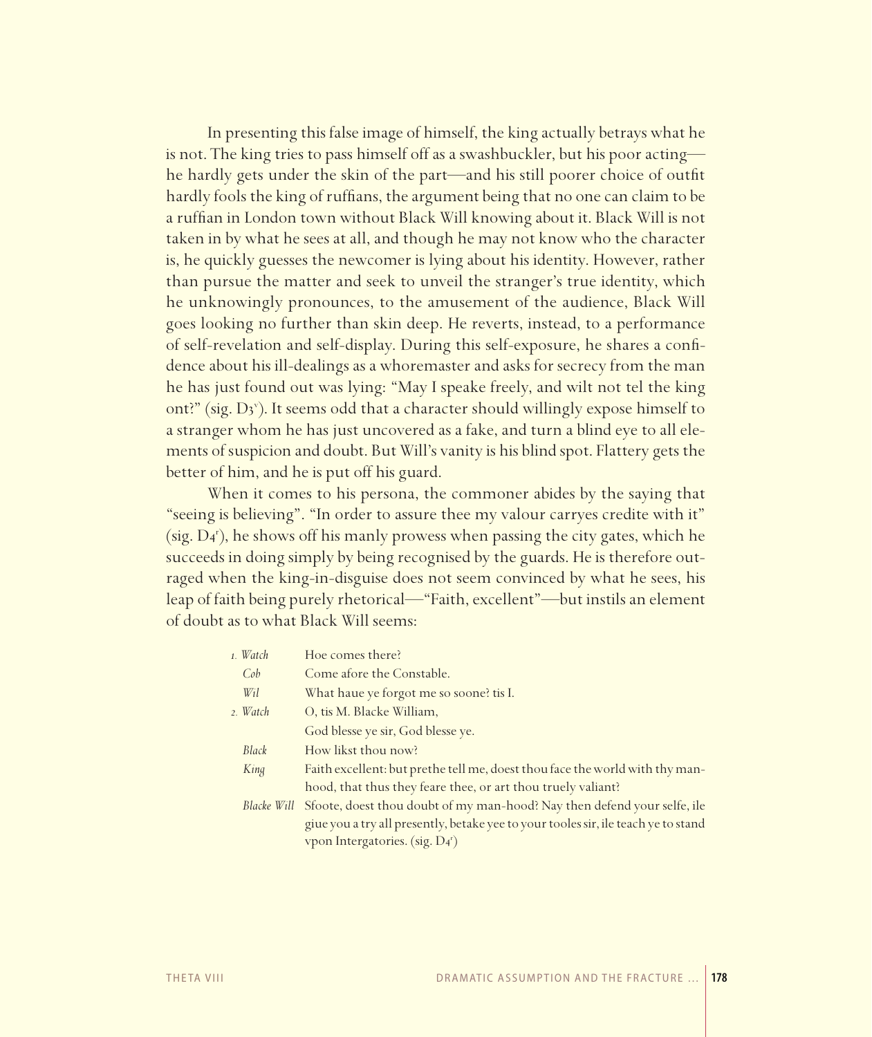In presenting this false image of himself, the king actually betrays what he is not. The king tries to pass himself off as a swashbuckler, but his poor acting—he hardly gets under the skin of the part—and his still poorer choice of outfit hardly fools the king of ruffians, the argument being that no one can claim to be a ruffian in London town without Black Will knowing about it. Black Will is not taken in by what he sees at all, and though he may not know who the character is, he quickly guesses the newcomer is lying about his identity. However, rather than pursue the matter and seek to unveil the stranger's true identity, which he unknowingly pronounces, to the amusement of the audience, Black Will goes looking no further than skin deep. He reverts, instead, to a performance of self-revelation and self-display. During this self-exposure, he shares a confidence about his ill-dealings as a whoremaster and asks for secrecy from the man he has just found out was lying: "May I speake freely, and wilt not tel the king ont?" (sig. D3[v]). It seems odd that a character should willingly expose himself to a stranger whom he has just uncovered as a fake, and turn a blind eye to all elements of suspicion and doubt. But Will's vanity is his blind spot. Flattery gets the better of him, and he is put off his guard.

When it comes to his persona, the commoner abides by the saying that "seeing is believing". "In order to assure thee my valour carryes credite with it" (sig. D4[r]), he shows off his manly prowess when passing the city gates, which he succeeds in doing simply by being recognised by the guards. He is therefore outraged when the king-in-disguise does not seem convinced by what he sees, his leap of faith being purely rhetorical—"Faith, excellent"—but instils an element of doubt as to what Black Will seems:

> *1. Watch* Hoe comes there?
> *Cob* Come afore the Constable.
> *Wil* What haue ye forgot me so soone? tis I.
> *2. Watch* O, tis M. Blacke William,
> God blesse ye sir, God blesse ye.
> *Black* How likst thou now?
> *King* Faith excellent: but prethe tell me, doest thou face the world with thy man-hood, that thus they feare thee, or art thou truely valiant?
> *Blacke Will* Sfoote, doest thou doubt of my man-hood? Nay then defend your selfe, ile giue you a try all presently, betake yee to your tooles sir, ile teach ye to stand vpon Intergatories. (sig. D4[r])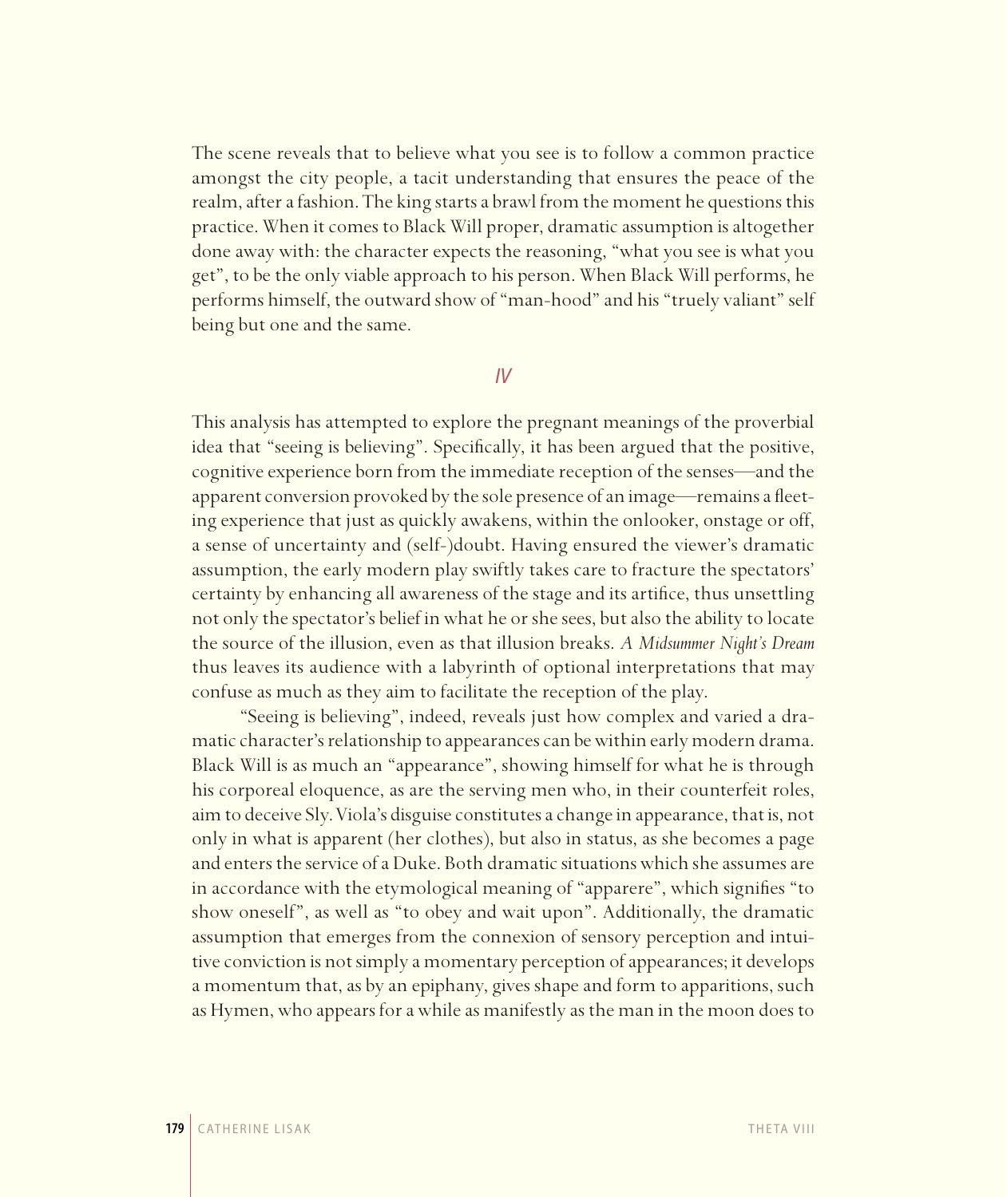The scene reveals that to believe what you see is to follow a common practice amongst the city people, a tacit understanding that ensures the peace of the realm, after a fashion. The king starts a brawl from the moment he questions this practice. When it comes to Black Will proper, dramatic assumption is altogether done away with: the character expects the reasoning, "what you see is what you get", to be the only viable approach to his person. When Black Will performs, he performs himself, the outward show of "man-hood" and his "truely valiant" self being but one and the same.

## IV

This analysis has attempted to explore the pregnant meanings of the proverbial idea that "seeing is believing". Specifically, it has been argued that the positive, cognitive experience born from the immediate reception of the senses—and the apparent conversion provoked by the sole presence of an image—remains a fleeting experience that just as quickly awakens, within the onlooker, onstage or off, a sense of uncertainty and (self-)doubt. Having ensured the viewer's dramatic assumption, the early modern play swiftly takes care to fracture the spectators' certainty by enhancing all awareness of the stage and its artifice, thus unsettling not only the spectator's belief in what he or she sees, but also the ability to locate the source of the illusion, even as that illusion breaks. *A Midsummer Night's Dream* thus leaves its audience with a labyrinth of optional interpretations that may confuse as much as they aim to facilitate the reception of the play.

"Seeing is believing", indeed, reveals just how complex and varied a dramatic character's relationship to appearances can be within early modern drama. Black Will is as much an "appearance", showing himself for what he is through his corporeal eloquence, as are the serving men who, in their counterfeit roles, aim to deceive Sly. Viola's disguise constitutes a change in appearance, that is, not only in what is apparent (her clothes), but also in status, as she becomes a page and enters the service of a Duke. Both dramatic situations which she assumes are in accordance with the etymological meaning of "apparere", which signifies "to show oneself", as well as "to obey and wait upon". Additionally, the dramatic assumption that emerges from the connexion of sensory perception and intuitive conviction is not simply a momentary perception of appearances; it develops a momentum that, as by an epiphany, gives shape and form to apparitions, such as Hymen, who appears for a while as manifestly as the man in the moon does to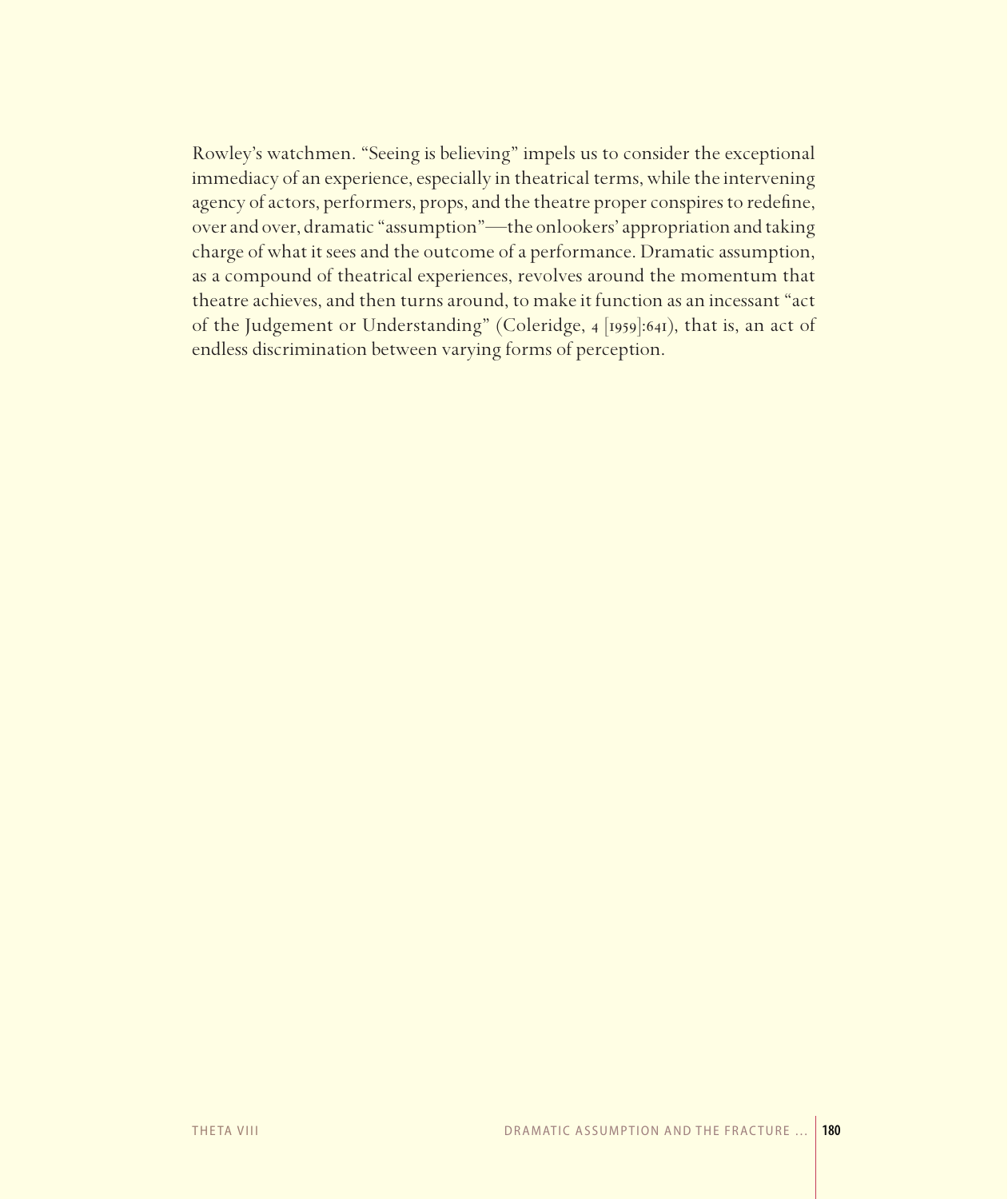Rowley's watchmen. "Seeing is believing" impels us to consider the exceptional immediacy of an experience, especially in theatrical terms, while the intervening agency of actors, performers, props, and the theatre proper conspires to redefine, over and over, dramatic "assumption"—the onlookers' appropriation and taking charge of what it sees and the outcome of a performance. Dramatic assumption, as a compound of theatrical experiences, revolves around the momentum that theatre achieves, and then turns around, to make it function as an incessant "act of the Judgement or Understanding" (Coleridge, 4 [1959]:641), that is, an act of endless discrimination between varying forms of perception.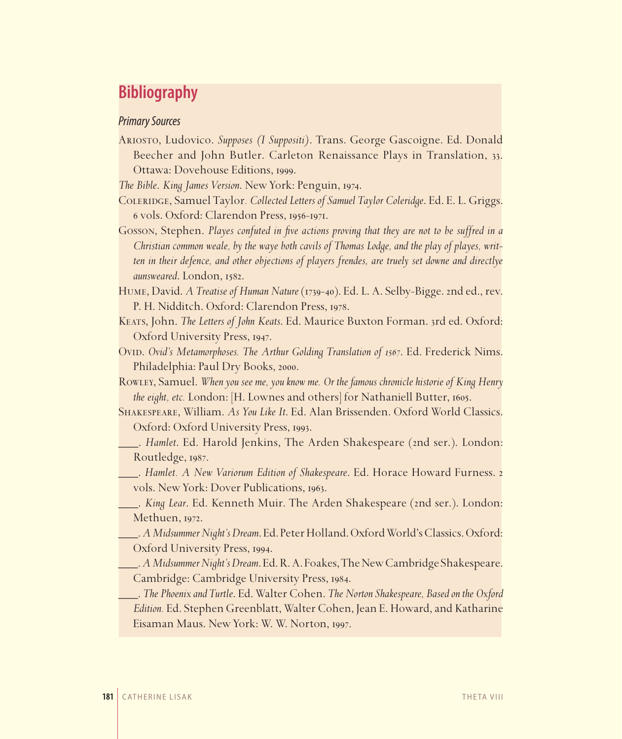# Bibliography

*Primary Sources*

Ariosto, Ludovico. *Supposes (I Suppositi)*. Trans. George Gascoigne. Ed. Donald Beecher and John Butler. Carleton Renaissance Plays in Translation, 33. Ottawa: Dovehouse Editions, 1999.

*The Bible. King James Version*. New York: Penguin, 1974.

Coleridge, Samuel Taylor. *Collected Letters of Samuel Taylor Coleridge*. Ed. E. L. Griggs. 6 vols. Oxford: Clarendon Press, 1956-1971.

Gosson, Stephen. *Playes confuted in five actions proving that they are not to be suffred in a Christian common weale, by the waye both cavils of Thomas Lodge, and the play of playes, written in their defence, and other objections of players frendes, are truely set downe and directlye aunsweared*. London, 1582.

Hume, David. *A Treatise of Human Nature* (1739-40). Ed. L. A. Selby-Bigge. 2nd ed., rev. P. H. Nidditch. Oxford: Clarendon Press, 1978.

Keats, John. *The Letters of John Keats*. Ed. Maurice Buxton Forman. 3rd ed. Oxford: Oxford University Press, 1947.

Ovid. *Ovid's Metamorphoses. The Arthur Golding Translation of 1567*. Ed. Frederick Nims. Philadelphia: Paul Dry Books, 2000.

Rowley, Samuel. *When you see me, you know me. Or the famous chronicle historie of King Henry the eight, etc.* London: [H. Lownes and others] for Nathaniell Butter, 1605.

Shakespeare, William. *As You Like It*. Ed. Alan Brissenden. Oxford World Classics. Oxford: Oxford University Press, 1993.

\_\_\_\_. *Hamlet*. Ed. Harold Jenkins, The Arden Shakespeare (2nd ser.). London: Routledge, 1987.

\_\_\_\_. *Hamlet. A New Variorum Edition of Shakespeare*. Ed. Horace Howard Furness. 2 vols. New York: Dover Publications, 1963.

\_\_\_\_. *King Lear*. Ed. Kenneth Muir. The Arden Shakespeare (2nd ser.). London: Methuen, 1972.

\_\_\_\_. *A Midsummer Night's Dream*. Ed. Peter Holland. Oxford World's Classics. Oxford: Oxford University Press, 1994.

\_\_\_\_. *A Midsummer Night's Dream*. Ed. R. A. Foakes, The New Cambridge Shakespeare. Cambridge: Cambridge University Press, 1984.

\_\_\_\_. *The Phoenix and Turtle*. Ed. Walter Cohen. *The Norton Shakespeare, Based on the Oxford Edition.* Ed. Stephen Greenblatt, Walter Cohen, Jean E. Howard, and Katharine Eisaman Maus. New York: W. W. Norton, 1997.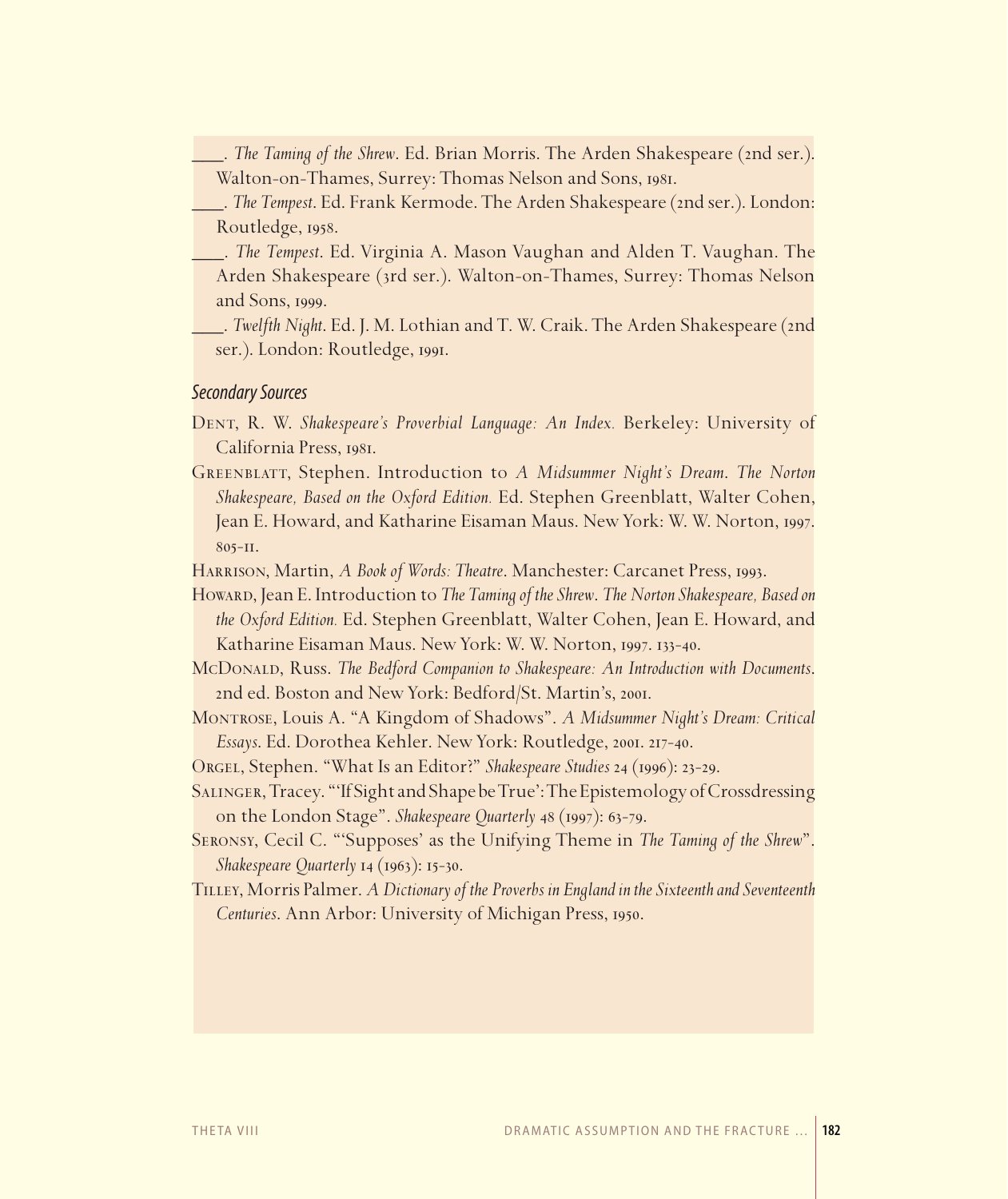\_\_\_\_. *The Taming of the Shrew*. Ed. Brian Morris. The Arden Shakespeare (2nd ser.). Walton-on-Thames, Surrey: Thomas Nelson and Sons, 1981.

\_\_\_\_. *The Tempest*. Ed. Frank Kermode. The Arden Shakespeare (2nd ser.). London: Routledge, 1958.

\_\_\_\_. *The Tempest*. Ed. Virginia A. Mason Vaughan and Alden T. Vaughan. The Arden Shakespeare (3rd ser.). Walton-on-Thames, Surrey: Thomas Nelson and Sons, 1999.

\_\_\_\_. *Twelfth Night*. Ed. J. M. Lothian and T. W. Craik. The Arden Shakespeare (2nd ser.). London: Routledge, 1991.

### *Secondary Sources*

Dent, R. W. *Shakespeare's Proverbial Language: An Index.* Berkeley: University of California Press, 1981.

Greenblatt, Stephen. Introduction to *A Midsummer Night's Dream*. *The Norton Shakespeare, Based on the Oxford Edition.* Ed. Stephen Greenblatt, Walter Cohen, Jean E. Howard, and Katharine Eisaman Maus. New York: W. W. Norton, 1997. 805-11.

Harrison, Martin, *A Book of Words: Theatre*. Manchester: Carcanet Press, 1993.

Howard, Jean E. Introduction to *The Taming of the Shrew*. *The Norton Shakespeare, Based on the Oxford Edition.* Ed. Stephen Greenblatt, Walter Cohen, Jean E. Howard, and Katharine Eisaman Maus. New York: W. W. Norton, 1997. 133-40.

McDonald, Russ. *The Bedford Companion to Shakespeare: An Introduction with Documents*. 2nd ed. Boston and New York: Bedford/St. Martin's, 2001.

Montrose, Louis A. "A Kingdom of Shadows". *A Midsummer Night's Dream: Critical Essays*. Ed. Dorothea Kehler. New York: Routledge, 2001. 217-40.

Orgel, Stephen. "What Is an Editor?" *Shakespeare Studies* 24 (1996): 23-29.

Salinger, Tracey. "'If Sight and Shape be True': The Epistemology of Crossdressing on the London Stage". *Shakespeare Quarterly* 48 (1997): 63-79.

Seronsy, Cecil C. "'Supposes' as the Unifying Theme in *The Taming of the Shrew*". *Shakespeare Quarterly* 14 (1963): 15-30.

Tilley, Morris Palmer. *A Dictionary of the Proverbs in England in the Sixteenth and Seventeenth Centuries*. Ann Arbor: University of Michigan Press, 1950.